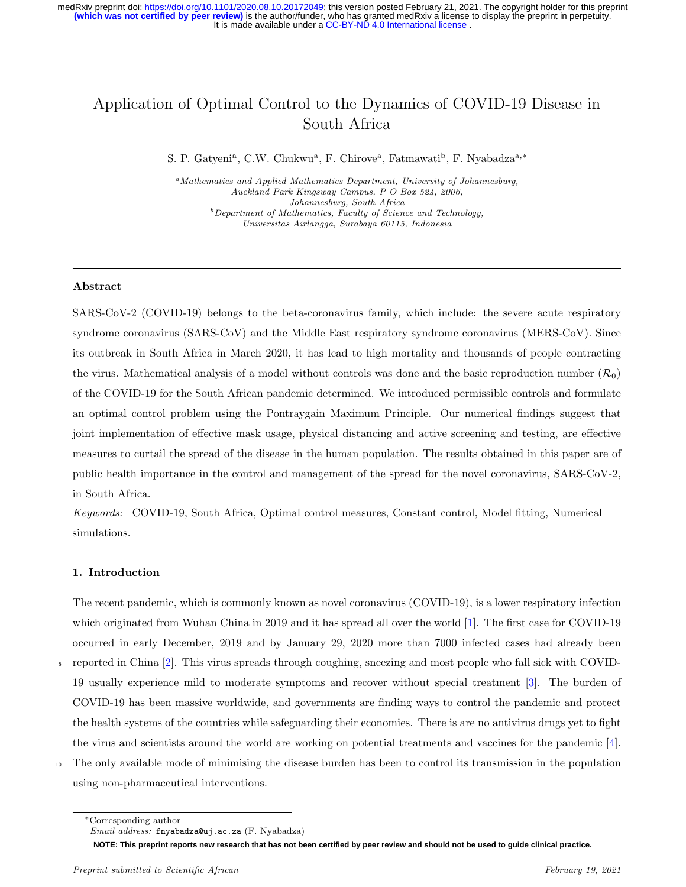# Application of Optimal Control to the Dynamics of COVID-19 Disease in South Africa

S. P. Gatyeni[a], C.W. Chukwu[a], F. Chirove[a], Fatmawati[b], F. Nyabadza[a,*]

[a] *Mathematics and Applied Mathematics Department, University of Johannesburg, Auckland Park Kingsway Campus, P O Box 524, 2006, Johannesburg, South Africa*

[b] *Department of Mathematics, Faculty of Science and Technology, Universitas Airlangga, Surabaya 60115, Indonesia*

---

**Abstract**

SARS-CoV-2 (COVID-19) belongs to the beta-coronavirus family, which include: the severe acute respiratory syndrome coronavirus (SARS-CoV) and the Middle East respiratory syndrome coronavirus (MERS-CoV). Since its outbreak in South Africa in March 2020, it has lead to high mortality and thousands of people contracting the virus. Mathematical analysis of a model without controls was done and the basic reproduction number ($\mathcal{R}_0$) of the COVID-19 for the South African pandemic determined. We introduced permissible controls and formulate an optimal control problem using the Pontraygain Maximum Principle. Our numerical findings suggest that joint implementation of effective mask usage, physical distancing and active screening and testing, are effective measures to curtail the spread of the disease in the human population. The results obtained in this paper are of public health importance in the control and management of the spread for the novel coronavirus, SARS-CoV-2, in South Africa.

*Keywords:* COVID-19, South Africa, Optimal control measures, Constant control, Model fitting, Numerical simulations.

---

## 1. Introduction

The recent pandemic, which is commonly known as novel coronavirus (COVID-19), is a lower respiratory infection which originated from Wuhan China in 2019 and it has spread all over the world [1]. The first case for COVID-19 occurred in early December, 2019 and by January 29, 2020 more than 7000 infected cases had already been reported in China [2]. This virus spreads through coughing, sneezing and most people who fall sick with COVID-19 usually experience mild to moderate symptoms and recover without special treatment [3]. The burden of COVID-19 has been massive worldwide, and governments are finding ways to control the pandemic and protect the health systems of the countries while safeguarding their economies. There is are no antivirus drugs yet to fight the virus and scientists around the world are working on potential treatments and vaccines for the pandemic [4]. The only available mode of minimising the disease burden has been to control its transmission in the population using non-pharmaceutical interventions.

---

*Corresponding author
*Email address:* fnyabadza@uj.ac.za (F. Nyabadza)

*Preprint submitted to Scientific African* February 19, 2021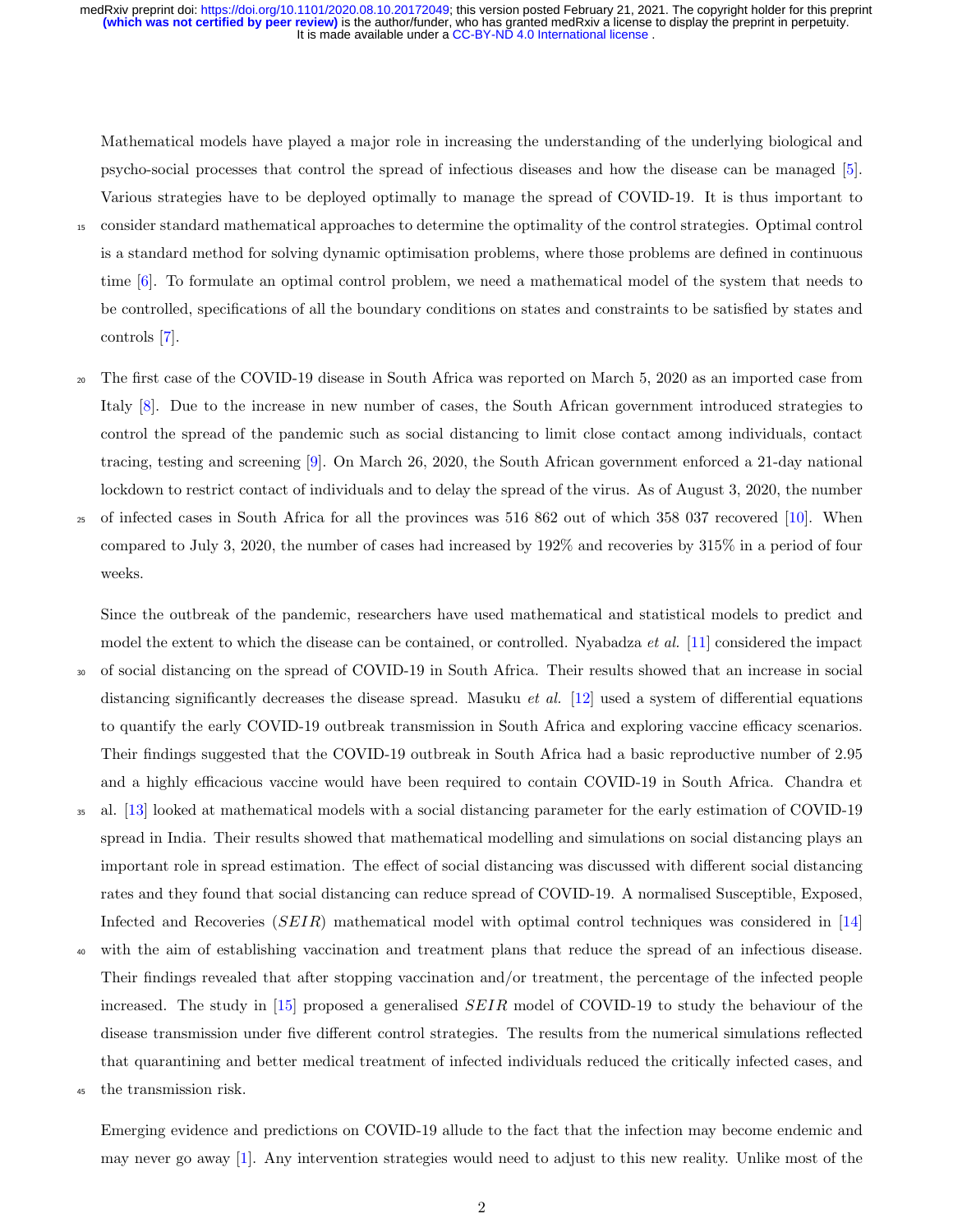Mathematical models have played a major role in increasing the understanding of the underlying biological and psycho-social processes that control the spread of infectious diseases and how the disease can be managed [5]. Various strategies have to be deployed optimally to manage the spread of COVID-19. It is thus important to consider standard mathematical approaches to determine the optimality of the control strategies. Optimal control is a standard method for solving dynamic optimisation problems, where those problems are defined in continuous time [6]. To formulate an optimal control problem, we need a mathematical model of the system that needs to be controlled, specifications of all the boundary conditions on states and constraints to be satisfied by states and controls [7].

The first case of the COVID-19 disease in South Africa was reported on March 5, 2020 as an imported case from Italy [8]. Due to the increase in new number of cases, the South African government introduced strategies to control the spread of the pandemic such as social distancing to limit close contact among individuals, contact tracing, testing and screening [9]. On March 26, 2020, the South African government enforced a 21-day national lockdown to restrict contact of individuals and to delay the spread of the virus. As of August 3, 2020, the number of infected cases in South Africa for all the provinces was 516 862 out of which 358 037 recovered [10]. When compared to July 3, 2020, the number of cases had increased by 192% and recoveries by 315% in a period of four weeks.

Since the outbreak of the pandemic, researchers have used mathematical and statistical models to predict and model the extent to which the disease can be contained, or controlled. Nyabadza *et al.* [11] considered the impact of social distancing on the spread of COVID-19 in South Africa. Their results showed that an increase in social distancing significantly decreases the disease spread. Masuku *et al.* [12] used a system of differential equations to quantify the early COVID-19 outbreak transmission in South Africa and exploring vaccine efficacy scenarios. Their findings suggested that the COVID-19 outbreak in South Africa had a basic reproductive number of 2.95 and a highly efficacious vaccine would have been required to contain COVID-19 in South Africa. Chandra et al. [13] looked at mathematical models with a social distancing parameter for the early estimation of COVID-19 spread in India. Their results showed that mathematical modelling and simulations on social distancing plays an important role in spread estimation. The effect of social distancing was discussed with different social distancing rates and they found that social distancing can reduce spread of COVID-19. A normalised Susceptible, Exposed, Infected and Recoveries ($SEIR$) mathematical model with optimal control techniques was considered in [14] with the aim of establishing vaccination and treatment plans that reduce the spread of an infectious disease. Their findings revealed that after stopping vaccination and/or treatment, the percentage of the infected people increased. The study in [15] proposed a generalised $SEIR$ model of COVID-19 to study the behaviour of the disease transmission under five different control strategies. The results from the numerical simulations reflected that quarantining and better medical treatment of infected individuals reduced the critically infected cases, and the transmission risk.

Emerging evidence and predictions on COVID-19 allude to the fact that the infection may become endemic and may never go away [1]. Any intervention strategies would need to adjust to this new reality. Unlike most of the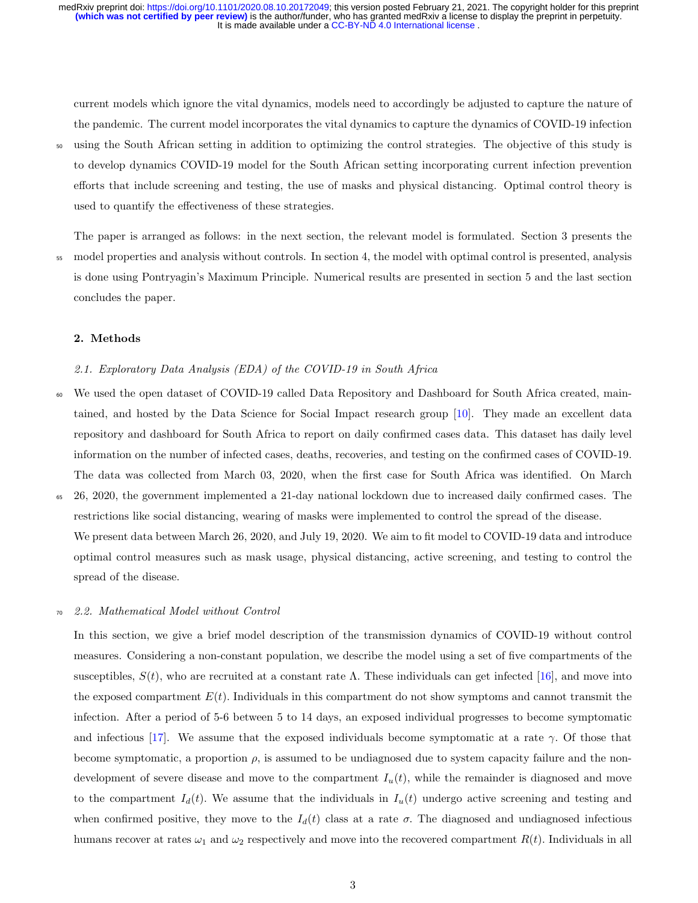current models which ignore the vital dynamics, models need to accordingly be adjusted to capture the nature of the pandemic. The current model incorporates the vital dynamics to capture the dynamics of COVID-19 infection using the South African setting in addition to optimizing the control strategies. The objective of this study is to develop dynamics COVID-19 model for the South African setting incorporating current infection prevention efforts that include screening and testing, the use of masks and physical distancing. Optimal control theory is used to quantify the effectiveness of these strategies.

The paper is arranged as follows: in the next section, the relevant model is formulated. Section 3 presents the model properties and analysis without controls. In section 4, the model with optimal control is presented, analysis is done using Pontryagin's Maximum Principle. Numerical results are presented in section 5 and the last section concludes the paper.

## 2. Methods

### *2.1. Exploratory Data Analysis (EDA) of the COVID-19 in South Africa*

We used the open dataset of COVID-19 called Data Repository and Dashboard for South Africa created, maintained, and hosted by the Data Science for Social Impact research group [10]. They made an excellent data repository and dashboard for South Africa to report on daily confirmed cases data. This dataset has daily level information on the number of infected cases, deaths, recoveries, and testing on the confirmed cases of COVID-19. The data was collected from March 03, 2020, when the first case for South Africa was identified. On March 26, 2020, the government implemented a 21-day national lockdown due to increased daily confirmed cases. The restrictions like social distancing, wearing of masks were implemented to control the spread of the disease.
We present data between March 26, 2020, and July 19, 2020. We aim to fit model to COVID-19 data and introduce optimal control measures such as mask usage, physical distancing, active screening, and testing to control the spread of the disease.

### *2.2. Mathematical Model without Control*

In this section, we give a brief model description of the transmission dynamics of COVID-19 without control measures. Considering a non-constant population, we describe the model using a set of five compartments of the susceptibles, $S(t)$, who are recruited at a constant rate $\Lambda$. These individuals can get infected [16], and move into the exposed compartment $E(t)$. Individuals in this compartment do not show symptoms and cannot transmit the infection. After a period of 5-6 between 5 to 14 days, an exposed individual progresses to become symptomatic and infectious [17]. We assume that the exposed individuals become symptomatic at a rate $\gamma$. Of those that become symptomatic, a proportion $\rho$, is assumed to be undiagnosed due to system capacity failure and the non-development of severe disease and move to the compartment $I_u(t)$, while the remainder is diagnosed and move to the compartment $I_d(t)$. We assume that the individuals in $I_u(t)$ undergo active screening and testing and when confirmed positive, they move to the $I_d(t)$ class at a rate $\sigma$. The diagnosed and undiagnosed infectious humans recover at rates $\omega_1$ and $\omega_2$ respectively and move into the recovered compartment $R(t)$. Individuals in all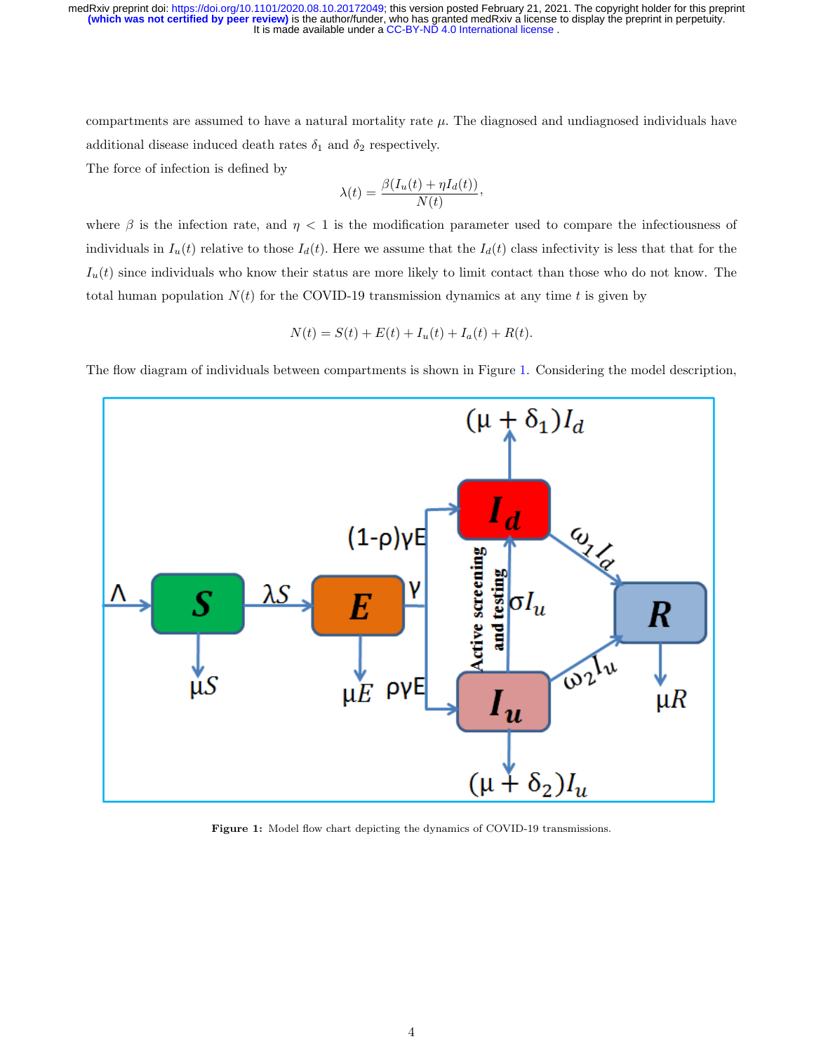compartments are assumed to have a natural mortality rate $\mu$. The diagnosed and undiagnosed individuals have additional disease induced death rates $\delta_1$ and $\delta_2$ respectively.

The force of infection is defined by

$$\lambda(t) = \frac{\beta(I_u(t) + \eta I_d(t))}{N(t)},$$

where $\beta$ is the infection rate, and $\eta < 1$ is the modification parameter used to compare the infectiousness of individuals in $I_u(t)$ relative to those $I_d(t)$. Here we assume that the $I_d(t)$ class infectivity is less that that for the $I_u(t)$ since individuals who know their status are more likely to limit contact than those who do not know. The total human population $N(t)$ for the COVID-19 transmission dynamics at any time $t$ is given by

$$N(t) = S(t) + E(t) + I_u(t) + I_a(t) + R(t).$$

The flow diagram of individuals between compartments is shown in Figure 1. Considering the model description,

**Figure 1:** Model flow chart depicting the dynamics of COVID-19 transmissions.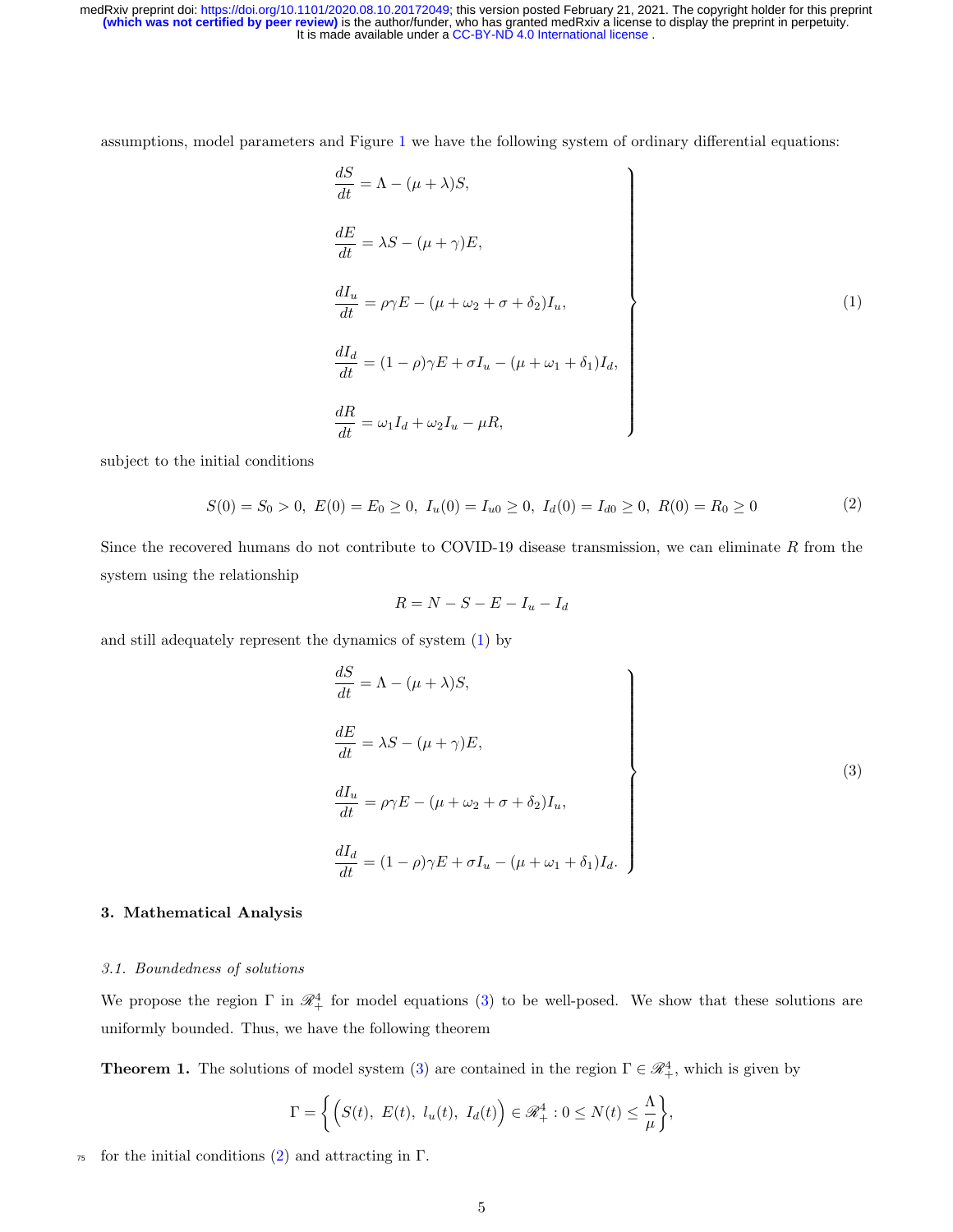assumptions, model parameters and Figure 1 we have the following system of ordinary differential equations:

$$
\left.\begin{aligned}
\frac{dS}{dt} &= \Lambda - (\mu + \lambda)S, \\
\frac{dE}{dt} &= \lambda S - (\mu + \gamma)E, \\
\frac{dI_u}{dt} &= \rho\gamma E - (\mu + \omega_2 + \sigma + \delta_2)I_u, \\
\frac{dI_d}{dt} &= (1-\rho)\gamma E + \sigma I_u - (\mu + \omega_1 + \delta_1)I_d, \\
\frac{dR}{dt} &= \omega_1 I_d + \omega_2 I_u - \mu R,
\end{aligned}\right\} \tag{1}
$$

subject to the initial conditions

$$
S(0) = S_0 > 0,\ E(0) = E_0 \geq 0,\ I_u(0) = I_{u0} \geq 0,\ I_d(0) = I_{d0} \geq 0,\ R(0) = R_0 \geq 0 \tag{2}
$$

Since the recovered humans do not contribute to COVID-19 disease transmission, we can eliminate $R$ from the system using the relationship

$$
R = N - S - E - I_u - I_d
$$

and still adequately represent the dynamics of system (1) by

$$
\left.\begin{aligned}
\frac{dS}{dt} &= \Lambda - (\mu + \lambda)S, \\
\frac{dE}{dt} &= \lambda S - (\mu + \gamma)E, \\
\frac{dI_u}{dt} &= \rho\gamma E - (\mu + \omega_2 + \sigma + \delta_2)I_u, \\
\frac{dI_d}{dt} &= (1-\rho)\gamma E + \sigma I_u - (\mu + \omega_1 + \delta_1)I_d.
\end{aligned}\right\} \tag{3}
$$

## 3. Mathematical Analysis

### *3.1. Boundedness of solutions*

We propose the region $\Gamma$ in $\mathscr{R}^4_+$ for model equations (3) to be well-posed. We show that these solutions are uniformly bounded. Thus, we have the following theorem

**Theorem 1.** The solutions of model system (3) are contained in the region $\Gamma \in \mathscr{R}^4_+$, which is given by

$$
\Gamma = \left\{ \Big(S(t),\ E(t),\ l_u(t),\ I_d(t)\Big) \in \mathscr{R}^4_+ : 0 \leq N(t) \leq \frac{\Lambda}{\mu} \right\},
$$

for the initial conditions (2) and attracting in $\Gamma$.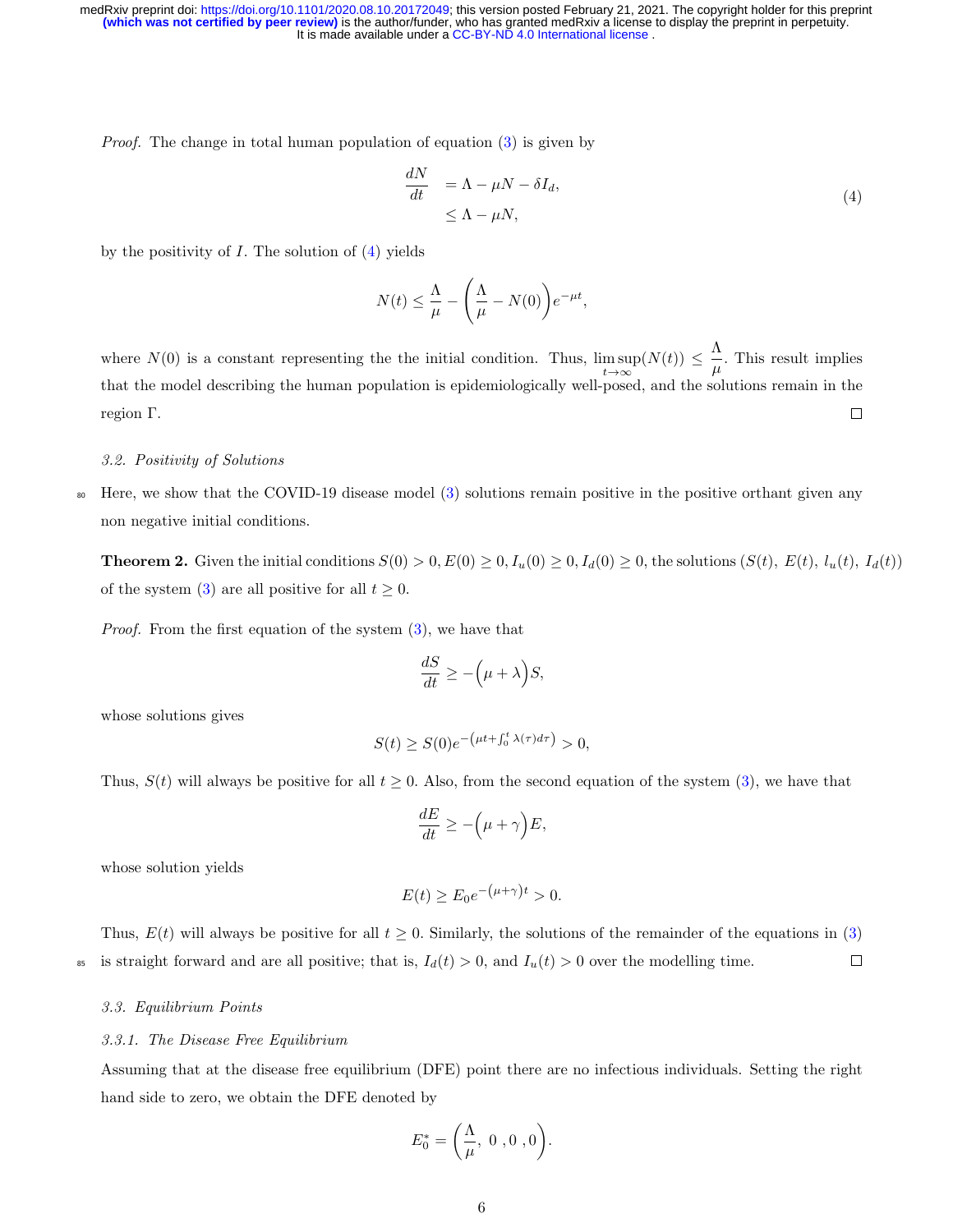*Proof.* The change in total human population of equation (3) is given by

$$\begin{aligned} \frac{dN}{dt} &= \Lambda - \mu N - \delta I_d, \\ &\leq \Lambda - \mu N, \end{aligned} \tag{4}$$

by the positivity of $I$. The solution of (4) yields

$$N(t) \leq \frac{\Lambda}{\mu} - \left(\frac{\Lambda}{\mu} - N(0)\right)e^{-\mu t},$$

where $N(0)$ is a constant representing the the initial condition. Thus, $\limsup_{t\to\infty}(N(t)) \leq \dfrac{\Lambda}{\mu}$. This result implies that the model describing the human population is epidemiologically well-posed, and the solutions remain in the region $\Gamma$. □

### 3.2. Positivity of Solutions

Here, we show that the COVID-19 disease model (3) solutions remain positive in the positive orthant given any non negative initial conditions.

**Theorem 2.** Given the initial conditions $S(0) > 0, E(0) \geq 0, I_u(0) \geq 0, I_d(0) \geq 0$, the solutions $(S(t),\ E(t),\ l_u(t),\ I_d(t))$ of the system (3) are all positive for all $t \geq 0$.

*Proof.* From the first equation of the system (3), we have that

$$\frac{dS}{dt} \geq -\Big(\mu + \lambda\Big)S,$$

whose solutions gives

$$S(t) \geq S(0)e^{-\left(\mu t + \int_0^t \lambda(\tau)d\tau\right)} > 0,$$

Thus, $S(t)$ will always be positive for all $t \geq 0$. Also, from the second equation of the system (3), we have that

$$\frac{dE}{dt} \geq -\Big(\mu + \gamma\Big)E,$$

whose solution yields

$$E(t) \geq E_0 e^{-\left(\mu+\gamma\right)t} > 0.$$

Thus, $E(t)$ will always be positive for all $t \geq 0$. Similarly, the solutions of the remainder of the equations in (3) is straight forward and are all positive; that is, $I_d(t) > 0$, and $I_u(t) > 0$ over the modelling time. □

### 3.3. Equilibrium Points

#### 3.3.1. The Disease Free Equilibrium

Assuming that at the disease free equilibrium (DFE) point there are no infectious individuals. Setting the right hand side to zero, we obtain the DFE denoted by

$$E_0^* = \left(\frac{\Lambda}{\mu},\ 0\ ,0\ ,0\right).$$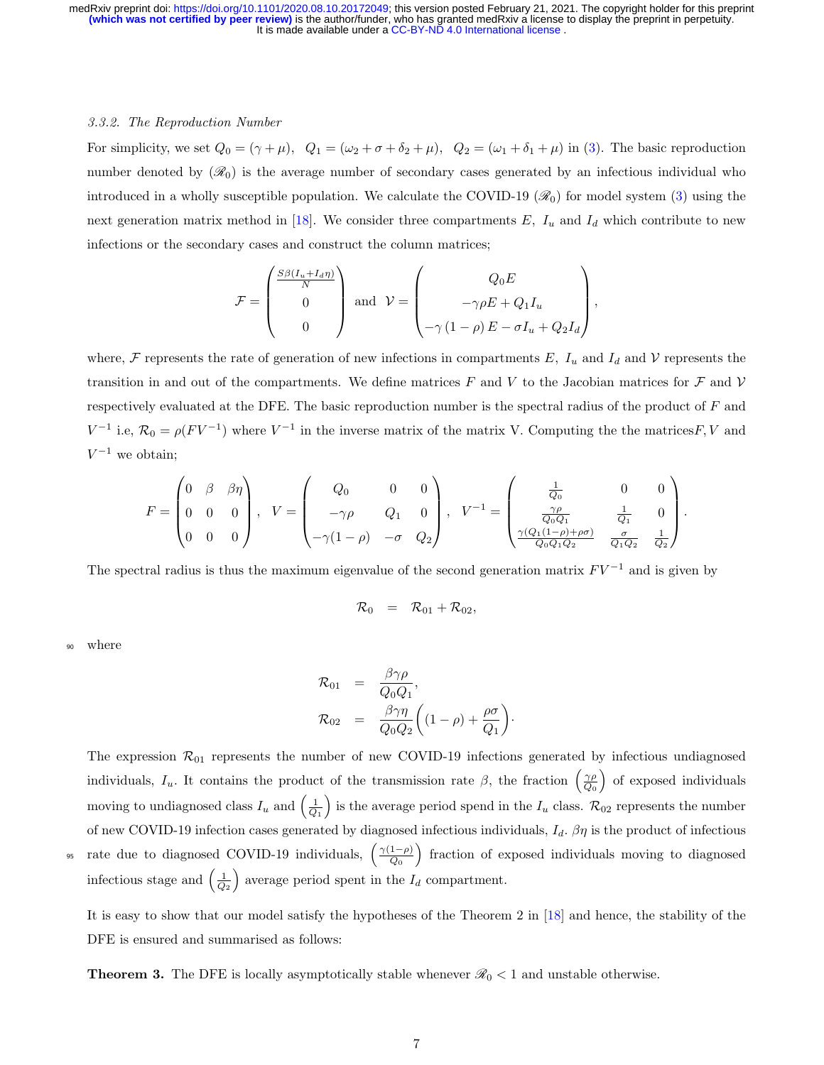*3.3.2. The Reproduction Number*

For simplicity, we set $Q_0 = (\gamma + \mu)$, $Q_1 = (\omega_2 + \sigma + \delta_2 + \mu)$, $Q_2 = (\omega_1 + \delta_1 + \mu)$ in (3). The basic reproduction number denoted by ($\mathscr{R}_0$) is the average number of secondary cases generated by an infectious individual who introduced in a wholly susceptible population. We calculate the COVID-19 ($\mathscr{R}_0$) for model system (3) using the next generation matrix method in [18]. We consider three compartments $E$, $I_u$ and $I_d$ which contribute to new infections or the secondary cases and construct the column matrices;

$$\mathcal{F} = \begin{pmatrix} \frac{S\beta(I_u + I_d\eta)}{N} \\ 0 \\ 0 \end{pmatrix} \text{ and } \mathcal{V} = \begin{pmatrix} Q_0 E \\ -\gamma\rho E + Q_1 I_u \\ -\gamma(1-\rho)E - \sigma I_u + Q_2 I_d \end{pmatrix},$$

where, $\mathcal{F}$ represents the rate of generation of new infections in compartments $E$, $I_u$ and $I_d$ and $\mathcal{V}$ represents the transition in and out of the compartments. We define matrices $F$ and $V$ to the Jacobian matrices for $\mathcal{F}$ and $\mathcal{V}$ respectively evaluated at the DFE. The basic reproduction number is the spectral radius of the product of $F$ and $V^{-1}$ i.e, $\mathcal{R}_0 = \rho(FV^{-1})$ where $V^{-1}$ in the inverse matrix of the matrix V. Computing the the matrices$F, V$ and $V^{-1}$ we obtain;

$$F = \begin{pmatrix} 0 & \beta & \beta\eta \\ 0 & 0 & 0 \\ 0 & 0 & 0 \end{pmatrix}, \quad V = \begin{pmatrix} Q_0 & 0 & 0 \\ -\gamma\rho & Q_1 & 0 \\ -\gamma(1-\rho) & -\sigma & Q_2 \end{pmatrix}, \quad V^{-1} = \begin{pmatrix} \frac{1}{Q_0} & 0 & 0 \\ \frac{\gamma\rho}{Q_0 Q_1} & \frac{1}{Q_1} & 0 \\ \frac{\gamma(Q_1(1-\rho)+\rho\sigma)}{Q_0 Q_1 Q_2} & \frac{\sigma}{Q_1 Q_2} & \frac{1}{Q_2} \end{pmatrix}.$$

The spectral radius is thus the maximum eigenvalue of the second generation matrix $FV^{-1}$ and is given by

$$\mathcal{R}_0 = \mathcal{R}_{01} + \mathcal{R}_{02},$$

where

$$\mathcal{R}_{01} = \frac{\beta\gamma\rho}{Q_0 Q_1},$$
$$\mathcal{R}_{02} = \frac{\beta\gamma\eta}{Q_0 Q_2}\left((1-\rho) + \frac{\rho\sigma}{Q_1}\right).$$

The expression $\mathcal{R}_{01}$ represents the number of new COVID-19 infections generated by infectious undiagnosed individuals, $I_u$. It contains the product of the transmission rate $\beta$, the fraction $\left(\frac{\gamma\rho}{Q_0}\right)$ of exposed individuals moving to undiagnosed class $I_u$ and $\left(\frac{1}{Q_1}\right)$ is the average period spend in the $I_u$ class. $\mathcal{R}_{02}$ represents the number of new COVID-19 infection cases generated by diagnosed infectious individuals, $I_d$. $\beta\eta$ is the product of infectious rate due to diagnosed COVID-19 individuals, $\left(\frac{\gamma(1-\rho)}{Q_0}\right)$ fraction of exposed individuals moving to diagnosed infectious stage and $\left(\frac{1}{Q_2}\right)$ average period spent in the $I_d$ compartment.

It is easy to show that our model satisfy the hypotheses of the Theorem 2 in [18] and hence, the stability of the DFE is ensured and summarised as follows:

**Theorem 3.** The DFE is locally asymptotically stable whenever $\mathscr{R}_0 < 1$ and unstable otherwise.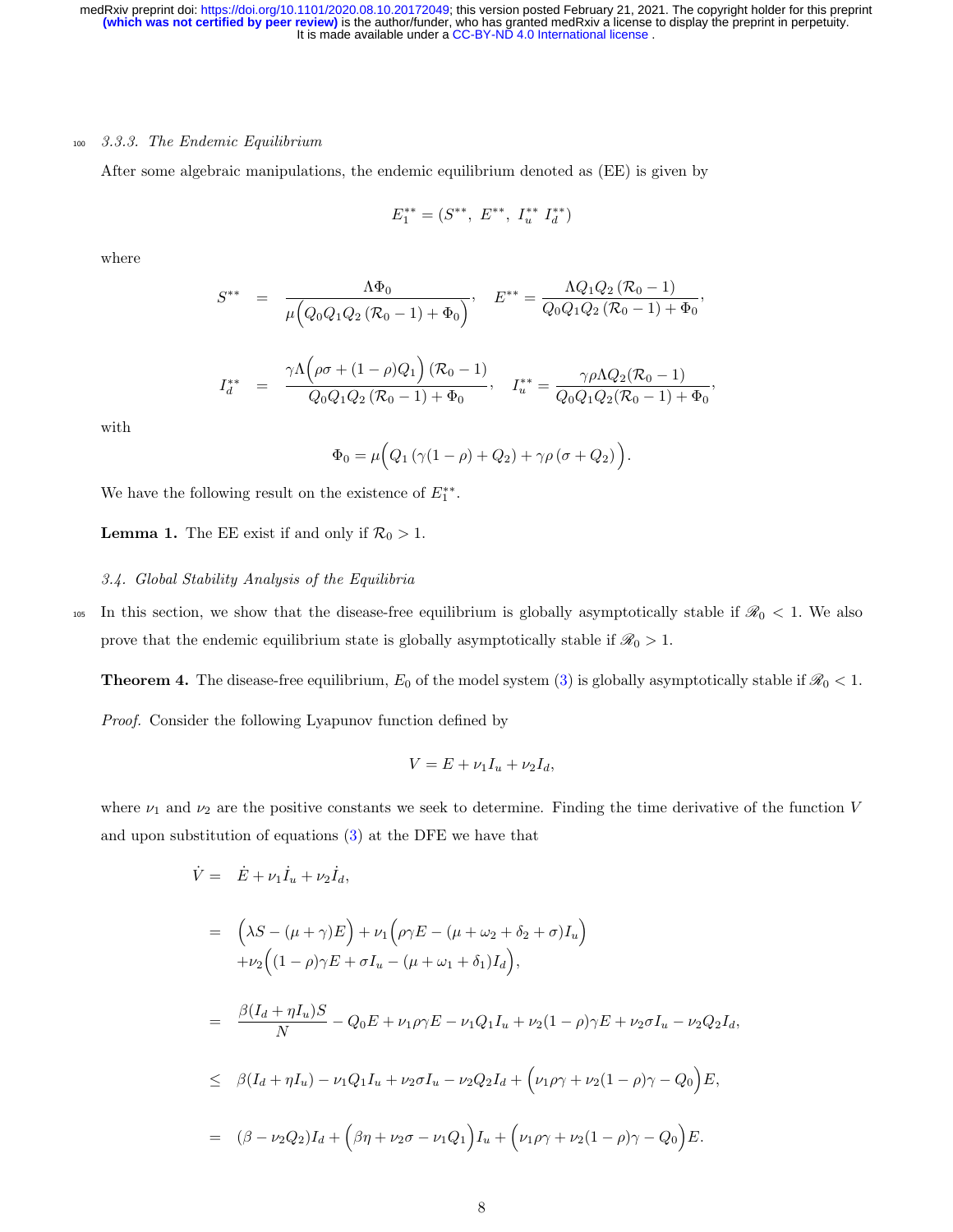### 3.3.3. The Endemic Equilibrium

After some algebraic manipulations, the endemic equilibrium denoted as (EE) is given by

$$E_1^{**} = (S^{**},\ E^{**},\ I_u^{**}\ I_d^{**})$$

where

$$S^{**} = \frac{\Lambda \Phi_0}{\mu\Big(Q_0 Q_1 Q_2 (\mathcal{R}_0 - 1) + \Phi_0\Big)}, \quad E^{**} = \frac{\Lambda Q_1 Q_2 (\mathcal{R}_0 - 1)}{Q_0 Q_1 Q_2 (\mathcal{R}_0 - 1) + \Phi_0},$$

$$I_d^{**} = \frac{\gamma \Lambda \Big(\rho\sigma + (1-\rho) Q_1\Big)(\mathcal{R}_0 - 1)}{Q_0 Q_1 Q_2 (\mathcal{R}_0 - 1) + \Phi_0}, \quad I_u^{**} = \frac{\gamma \rho \Lambda Q_2 (\mathcal{R}_0 - 1)}{Q_0 Q_1 Q_2 (\mathcal{R}_0 - 1) + \Phi_0},$$

with

$$\Phi_0 = \mu\Big(Q_1\left(\gamma(1-\rho) + Q_2\right) + \gamma\rho\left(\sigma + Q_2\right)\Big).$$

We have the following result on the existence of $E_1^{**}$.

**Lemma 1.** The EE exist if and only if $\mathcal{R}_0 > 1$.

### 3.4. Global Stability Analysis of the Equilibria

In this section, we show that the disease-free equilibrium is globally asymptotically stable if $\mathscr{R}_0 < 1$. We also prove that the endemic equilibrium state is globally asymptotically stable if $\mathscr{R}_0 > 1$.

**Theorem 4.** The disease-free equilibrium, $E_0$ of the model system (3) is globally asymptotically stable if $\mathscr{R}_0 < 1$.

*Proof.* Consider the following Lyapunov function defined by

$$V = E + \nu_1 I_u + \nu_2 I_d,$$

where $\nu_1$ and $\nu_2$ are the positive constants we seek to determine. Finding the time derivative of the function $V$ and upon substitution of equations (3) at the DFE we have that

$$
\begin{aligned}
\dot{V} =&\ \dot{E} + \nu_1 \dot{I}_u + \nu_2 \dot{I}_d, \\
=&\ \Big(\lambda S - (\mu + \gamma)E\Big) + \nu_1\Big(\rho\gamma E - (\mu + \omega_2 + \delta_2 + \sigma) I_u\Big) \\
&+ \nu_2\Big((1-\rho)\gamma E + \sigma I_u - (\mu + \omega_1 + \delta_1) I_d\Big), \\
=&\ \frac{\beta(I_d + \eta I_u)S}{N} - Q_0 E + \nu_1 \rho\gamma E - \nu_1 Q_1 I_u + \nu_2 (1-\rho)\gamma E + \nu_2 \sigma I_u - \nu_2 Q_2 I_d, \\
\leq&\ \beta(I_d + \eta I_u) - \nu_1 Q_1 I_u + \nu_2 \sigma I_u - \nu_2 Q_2 I_d + \Big(\nu_1 \rho\gamma + \nu_2(1-\rho)\gamma - Q_0\Big) E, \\
=&\ (\beta - \nu_2 Q_2) I_d + \Big(\beta\eta + \nu_2\sigma - \nu_1 Q_1\Big) I_u + \Big(\nu_1\rho\gamma + \nu_2(1-\rho)\gamma - Q_0\Big) E.
\end{aligned}
$$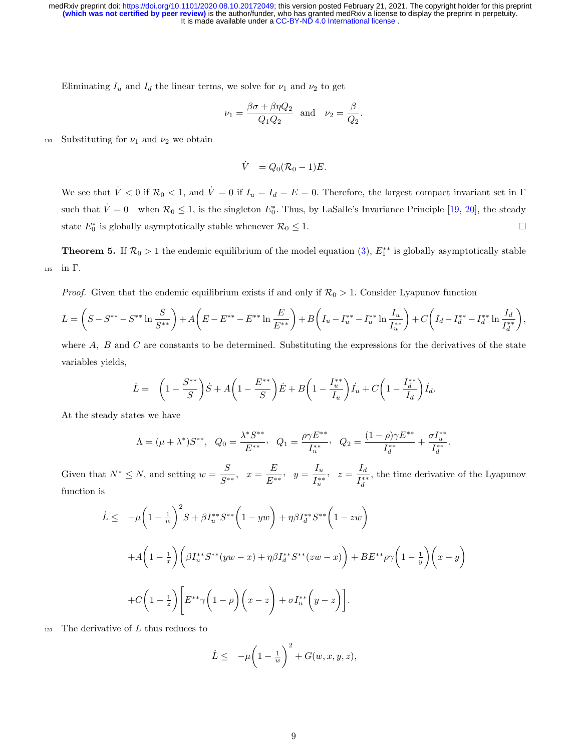Eliminating $I_u$ and $I_d$ the linear terms, we solve for $\nu_1$ and $\nu_2$ to get

$$\nu_1 = \frac{\beta\sigma + \beta\eta Q_2}{Q_1 Q_2} \quad \text{and} \quad \nu_2 = \frac{\beta}{Q_2}.$$

Substituting for $\nu_1$ and $\nu_2$ we obtain

$$\dot{V} \quad = Q_0(\mathcal{R}_0 - 1)E.$$

We see that $\dot{V} < 0$ if $\mathcal{R}_0 < 1$, and $\dot{V} = 0$ if $I_u = I_d = E = 0$. Therefore, the largest compact invariant set in $\Gamma$ such that $\dot{V} = 0$ when $\mathcal{R}_0 \leq 1$, is the singleton $E_0^*$. Thus, by LaSalle's Invariance Principle [19, 20], the steady state $E_0^*$ is globally asymptotically stable whenever $\mathcal{R}_0 \leq 1$. □

**Theorem 5.** If $\mathcal{R}_0 > 1$ the endemic equilibrium of the model equation (3), $E_1^{**}$ is globally asymptotically stable in $\Gamma$.

*Proof.* Given that the endemic equilibrium exists if and only if $\mathcal{R}_0 > 1$. Consider Lyapunov function

$$L = \left(S - S^{**} - S^{**}\ln\frac{S}{S^{**}}\right) + A\left(E - E^{**} - E^{**}\ln\frac{E}{E^{**}}\right) + B\left(I_u - I_u^{**} - I_u^{**}\ln\frac{I_u}{I_u^{**}}\right) + C\left(I_d - I_d^{**} - I_d^{**}\ln\frac{I_d}{I_d^{**}}\right),$$

where $A$, $B$ and $C$ are constants to be determined. Substituting the expressions for the derivatives of the state variables yields,

$$\dot{L} = \left(1 - \frac{S^{**}}{S}\right)\dot{S} + A\left(1 - \frac{E^{**}}{S}\right)\dot{E} + B\left(1 - \frac{I_u^{**}}{I_u}\right)\dot{I}_u + C\left(1 - \frac{I_d^{**}}{I_d}\right)\dot{I}_d.$$

At the steady states we have

$$\Lambda = (\mu + \lambda^*)S^{**}, \quad Q_0 = \frac{\lambda^* S^{**}}{E^{**}}, \quad Q_1 = \frac{\rho\gamma E^{**}}{I_u^{**}}, \quad Q_2 = \frac{(1-\rho)\gamma E^{**}}{I_d^{**}} + \frac{\sigma I_u^{**}}{I_d^{**}}.$$

Given that $N^* \leq N$, and setting $w = \dfrac{S}{S^{**}}$, $x = \dfrac{E}{E^{**}}$, $y = \dfrac{I_u}{I_u^{**}}$, $z = \dfrac{I_d}{I_d^{**}}$, the time derivative of the Lyapunov function is

$$\begin{aligned}
\dot{L} \leq \; & -\mu\left(1 - \tfrac{1}{w}\right)^2 S + \beta I_u^{**} S^{**}\left(1 - yw\right) + \eta\beta I_d^{**} S^{**}\left(1 - zw\right) \\
& + A\left(1 - \tfrac{1}{x}\right)\left(\beta I_u^{**} S^{**}(yw - x) + \eta\beta I_d^{**} S^{**}(zw - x)\right) + BE^{**}\rho\gamma\left(1 - \tfrac{1}{y}\right)\left(x - y\right) \\
& + C\left(1 - \tfrac{1}{z}\right)\left[E^{**}\gamma\left(1 - \rho\right)\left(x - z\right) + \sigma I_u^{**}\left(y - z\right)\right].
\end{aligned}$$

The derivative of $L$ thus reduces to

$$\dot{L} \leq \; -\mu\left(1 - \tfrac{1}{w}\right)^2 + G(w, x, y, z),$$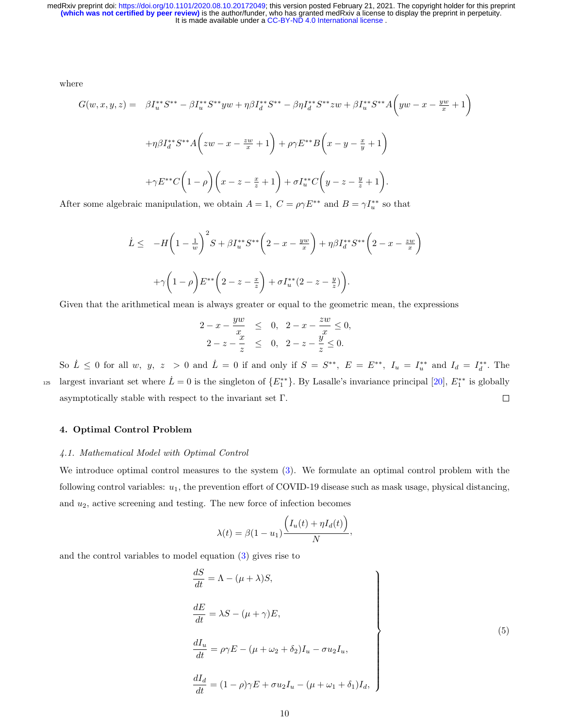where

$$
\begin{aligned}
G(w,x,y,z) = \; & \beta I_u^{**}S^{**} - \beta I_u^{**}S^{**}yw + \eta\beta I_d^{**}S^{**} - \beta\eta I_d^{**}S^{**}zw + \beta I_u^{**}S^{**}A\bigg(yw - x - \tfrac{yw}{x} + 1\bigg) \\
& + \eta\beta I_d^{**}S^{**}A\bigg(zw - x - \tfrac{zw}{x} + 1\bigg) + \rho\gamma E^{**}B\bigg(x - y - \tfrac{x}{y} + 1\bigg) \\
& + \gamma E^{**}C\bigg(1-\rho\bigg)\bigg(x - z - \tfrac{x}{z} + 1\bigg) + \sigma I_u^{**}C\bigg(y - z - \tfrac{y}{z} + 1\bigg).
\end{aligned}
$$

After some algebraic manipulation, we obtain $A = 1,\ C = \rho\gamma E^{**}$ and $B = \gamma I_u^{**}$ so that

$$
\begin{aligned}
\dot{L} \leq \; & -H\bigg(1 - \tfrac{1}{w}\bigg)^2 S + \beta I_u^{**}S^{**}\bigg(2 - x - \tfrac{yw}{x}\bigg) + \eta\beta I_d^{**}S^{**}\bigg(2 - x - \tfrac{zw}{x}\bigg) \\
& + \gamma\bigg(1-\rho\bigg)E^{**}\bigg(2 - z - \tfrac{x}{z}\bigg) + \sigma I_u^{**}(2 - z - \tfrac{y}{z})\bigg).
\end{aligned}
$$

Given that the arithmetical mean is always greater or equal to the geometric mean, the expressions

$$
\begin{aligned}
2 - x - \frac{yw}{x} &\leq 0, \quad 2 - x - \frac{zw}{x} \leq 0, \\
2 - z - \frac{x}{z} &\leq 0, \quad 2 - z - \frac{y}{z} \leq 0.
\end{aligned}
$$

So $\dot{L} \leq 0$ for all $w,\ y,\ z\ > 0$ and $\dot{L} = 0$ if and only if $S = S^{**},\ E = E^{**},\ I_u = I_u^{**}$ and $I_d = I_d^{**}$. The largest invariant set where $\dot{L} = 0$ is the singleton of $\{E_1^{**}\}$. By Lasalle's invariance principal [20], $E_1^{**}$ is globally asymptotically stable with respect to the invariant set $\Gamma$. □

## 4. Optimal Control Problem

### *4.1. Mathematical Model with Optimal Control*

We introduce optimal control measures to the system (3). We formulate an optimal control problem with the following control variables: $u_1$, the prevention effort of COVID-19 disease such as mask usage, physical distancing, and $u_2$, active screening and testing. The new force of infection becomes

$$
\lambda(t) = \beta(1-u_1)\frac{\Big(I_u(t) + \eta I_d(t)\Big)}{N},
$$

and the control variables to model equation (3) gives rise to

$$
\left.
\begin{aligned}
\frac{dS}{dt} &= \Lambda - (\mu + \lambda)S, \\
\frac{dE}{dt} &= \lambda S - (\mu + \gamma)E, \\
\frac{dI_u}{dt} &= \rho\gamma E - (\mu + \omega_2 + \delta_2)I_u - \sigma u_2 I_u, \\
\frac{dI_d}{dt} &= (1-\rho)\gamma E + \sigma u_2 I_u - (\mu + \omega_1 + \delta_1)I_d,
\end{aligned}
\right\} \tag{5}
$$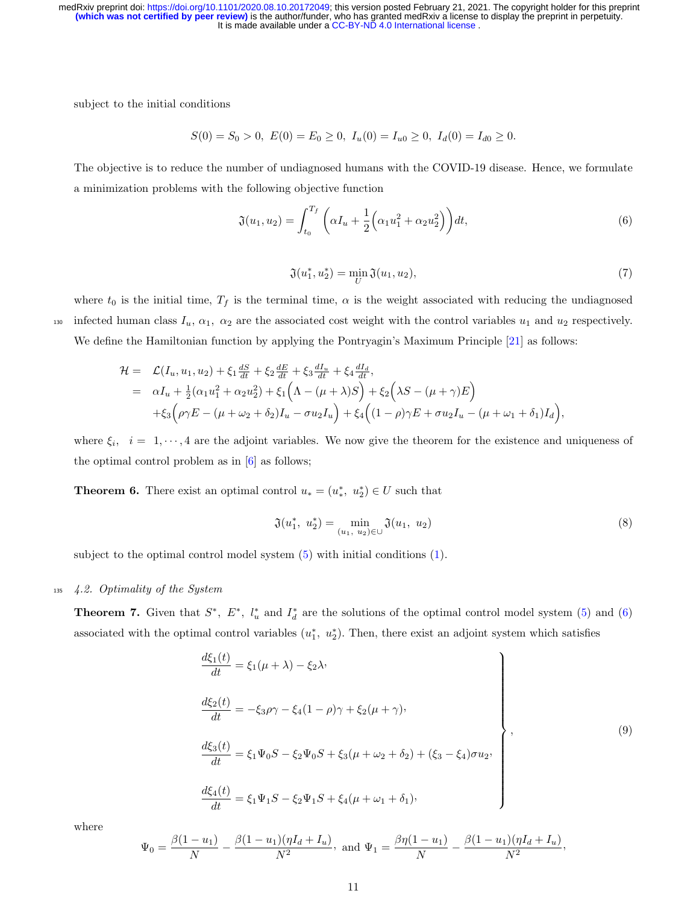subject to the initial conditions

$$S(0) = S_0 > 0,\ E(0) = E_0 \geq 0,\ I_u(0) = I_{u0} \geq 0,\ I_d(0) = I_{d0} \geq 0.$$

The objective is to reduce the number of undiagnosed humans with the COVID-19 disease. Hence, we formulate a minimization problems with the following objective function

$$\mathfrak{J}(u_1, u_2) = \int_{t_0}^{T_f} \left( \alpha I_u + \frac{1}{2}\Big(\alpha_1 u_1^2 + \alpha_2 u_2^2\Big) \right) dt, \tag{6}$$

$$\mathfrak{J}(u_1^*, u_2^*) = \min_{U} \mathfrak{J}(u_1, u_2), \tag{7}$$

where $t_0$ is the initial time, $T_f$ is the terminal time, $\alpha$ is the weight associated with reducing the undiagnosed infected human class $I_u$, $\alpha_1$, $\alpha_2$ are the associated cost weight with the control variables $u_1$ and $u_2$ respectively. We define the Hamiltonian function by applying the Pontryagin's Maximum Principle [21] as follows:

$$\begin{aligned}
\mathcal{H} =\ & \mathcal{L}(I_u, u_1, u_2) + \xi_1 \tfrac{dS}{dt} + \xi_2 \tfrac{dE}{dt} + \xi_3 \tfrac{dI_u}{dt} + \xi_4 \tfrac{dI_d}{dt}, \\
=\ & \alpha I_u + \tfrac{1}{2}(\alpha_1 u_1^2 + \alpha_2 u_2^2) + \xi_1 \Big( \Lambda - (\mu + \lambda) S \Big) + \xi_2 \Big( \lambda S - (\mu + \gamma) E \Big) \\
& + \xi_3 \Big( \rho \gamma E - (\mu + \omega_2 + \delta_2) I_u - \sigma u_2 I_u \Big) + \xi_4 \Big( (1 - \rho) \gamma E + \sigma u_2 I_u - (\mu + \omega_1 + \delta_1) I_d \Big),
\end{aligned}$$

where $\xi_i$, $i = 1, \cdots, 4$ are the adjoint variables. We now give the theorem for the existence and uniqueness of the optimal control problem as in [6] as follows;

**Theorem 6.** There exist an optimal control $u_* = (u_*^*,\ u_2^*) \in U$ such that

$$\mathfrak{J}(u_1^*,\ u_2^*) = \min_{(u_1,\ u_2) \in \cup} \mathfrak{J}(u_1,\ u_2) \tag{8}$$

subject to the optimal control model system (5) with initial conditions (1).

### 4.2. Optimality of the System

**Theorem 7.** Given that $S^*$, $E^*$, $l_u^*$ and $I_d^*$ are the solutions of the optimal control model system (5) and (6) associated with the optimal control variables $(u_1^*,\ u_2^*)$. Then, there exist an adjoint system which satisfies

$$\left.\begin{aligned}
\frac{d\xi_1(t)}{dt} &= \xi_1(\mu + \lambda) - \xi_2 \lambda, \\
\frac{d\xi_2(t)}{dt} &= -\xi_3 \rho \gamma - \xi_4 (1 - \rho) \gamma + \xi_2 (\mu + \gamma), \\
\frac{d\xi_3(t)}{dt} &= \xi_1 \Psi_0 S - \xi_2 \Psi_0 S + \xi_3 (\mu + \omega_2 + \delta_2) + (\xi_3 - \xi_4) \sigma u_2, \\
\frac{d\xi_4(t)}{dt} &= \xi_1 \Psi_1 S - \xi_2 \Psi_1 S + \xi_4 (\mu + \omega_1 + \delta_1),
\end{aligned}\right\}, \tag{9}$$

where

$$\Psi_0 = \frac{\beta(1 - u_1)}{N} - \frac{\beta(1 - u_1)(\eta I_d + I_u)}{N^2}, \text{ and } \Psi_1 = \frac{\beta \eta (1 - u_1)}{N} - \frac{\beta(1 - u_1)(\eta I_d + I_u)}{N^2},$$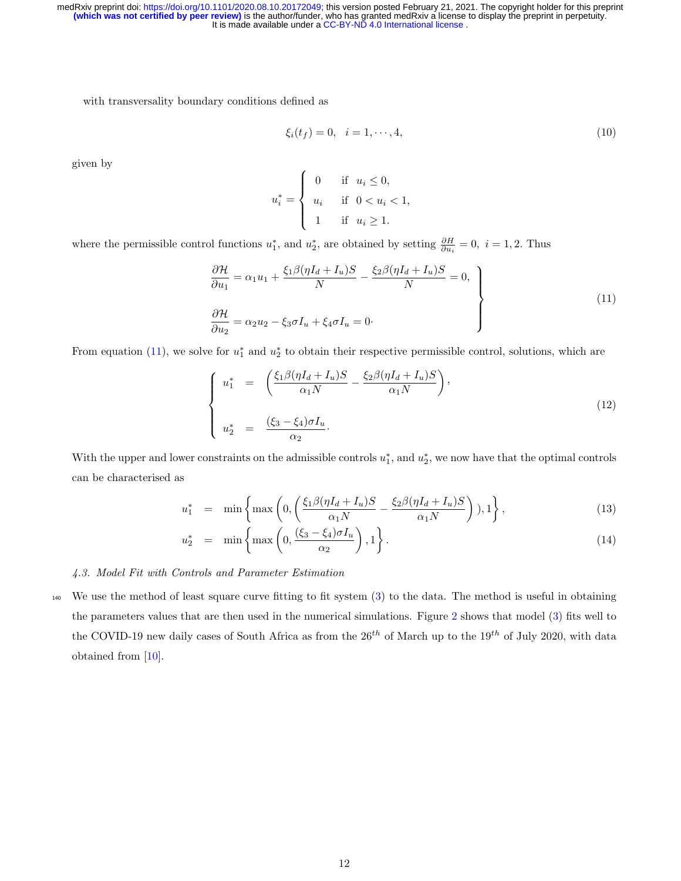with transversality boundary conditions defined as

$$\xi_i(t_f) = 0, \quad i = 1, \cdots, 4, \tag{10}$$

given by

$$u_i^* = \begin{cases} 0 & \text{if} \quad u_i \leq 0, \\ u_i & \text{if} \quad 0 < u_i < 1, \\ 1 & \text{if} \quad u_i \geq 1. \end{cases}$$

where the permissible control functions $u_1^*$, and $u_2^*$, are obtained by setting $\frac{\partial H}{\partial u_i} = 0, \ i = 1, 2$. Thus

$$\left. \begin{aligned} \frac{\partial \mathcal{H}}{\partial u_1} &= \alpha_1 u_1 + \frac{\xi_1 \beta(\eta I_d + I_u) S}{N} - \frac{\xi_2 \beta(\eta I_d + I_u) S}{N} = 0, \\ \frac{\partial \mathcal{H}}{\partial u_2} &= \alpha_2 u_2 - \xi_3 \sigma I_u + \xi_4 \sigma I_u = 0 \cdot \end{aligned} \right\} \tag{11}$$

From equation (11), we solve for $u_1^*$ and $u_2^*$ to obtain their respective permissible control, solutions, which are

$$\begin{cases} u_1^* &= \left( \dfrac{\xi_1 \beta(\eta I_d + I_u) S}{\alpha_1 N} - \dfrac{\xi_2 \beta(\eta I_d + I_u) S}{\alpha_1 N} \right), \\ u_2^* &= \dfrac{(\xi_3 - \xi_4) \sigma I_u}{\alpha_2} \cdot \end{cases} \tag{12}$$

With the upper and lower constraints on the admissible controls $u_1^*$, and $u_2^*$, we now have that the optimal controls can be characterised as

$$u_1^* = \min \left\{ \max \left( 0, \left( \frac{\xi_1 \beta(\eta I_d + I_u) S}{\alpha_1 N} - \frac{\xi_2 \beta(\eta I_d + I_u) S}{\alpha_1 N} \right) ), 1 \right\}, \tag{13}$$

$$u_2^* = \min \left\{ \max \left( 0, \frac{(\xi_3 - \xi_4) \sigma I_u}{\alpha_2} \right), 1 \right\}. \tag{14}$$

### *4.3. Model Fit with Controls and Parameter Estimation*

We use the method of least square curve fitting to fit system (3) to the data. The method is useful in obtaining the parameters values that are then used in the numerical simulations. Figure 2 shows that model (3) fits well to the COVID-19 new daily cases of South Africa as from the $26^{th}$ of March up to the $19^{th}$ of July 2020, with data obtained from [10].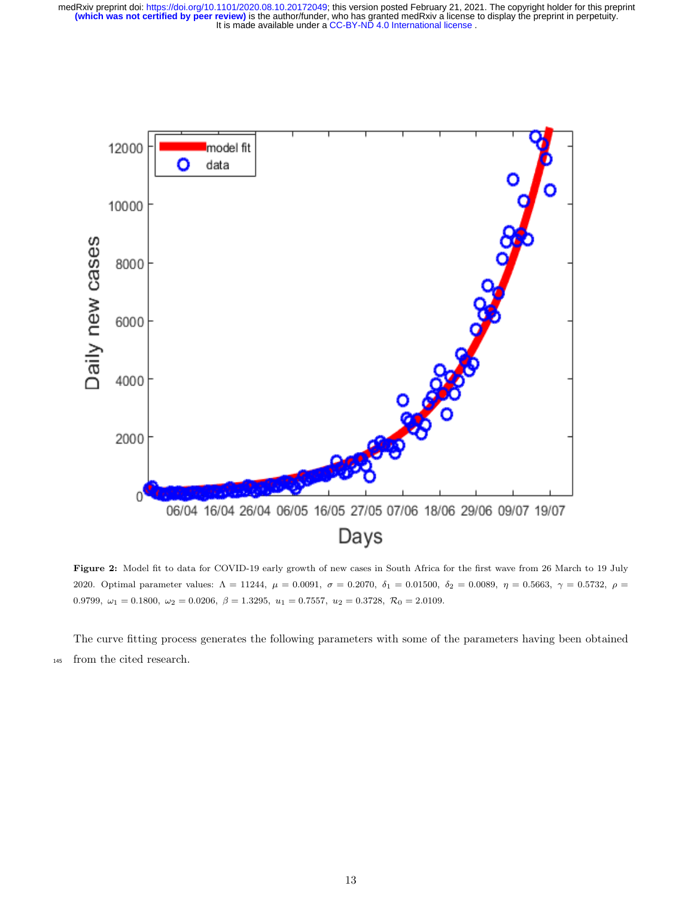**Figure 2:** Model fit to data for COVID-19 early growth of new cases in South Africa for the first wave from 26 March to 19 July 2020. Optimal parameter values: $\Lambda = 11244$, $\mu = 0.0091$, $\sigma = 0.2070$, $\delta_1 = 0.01500$, $\delta_2 = 0.0089$, $\eta = 0.5663$, $\gamma = 0.5732$, $\rho = 0.9799$, $\omega_1 = 0.1800$, $\omega_2 = 0.0206$, $\beta = 1.3295$, $u_1 = 0.7557$, $u_2 = 0.3728$, $\mathcal{R}_0 = 2.0109$.

The curve fitting process generates the following parameters with some of the parameters having been obtained from the cited research.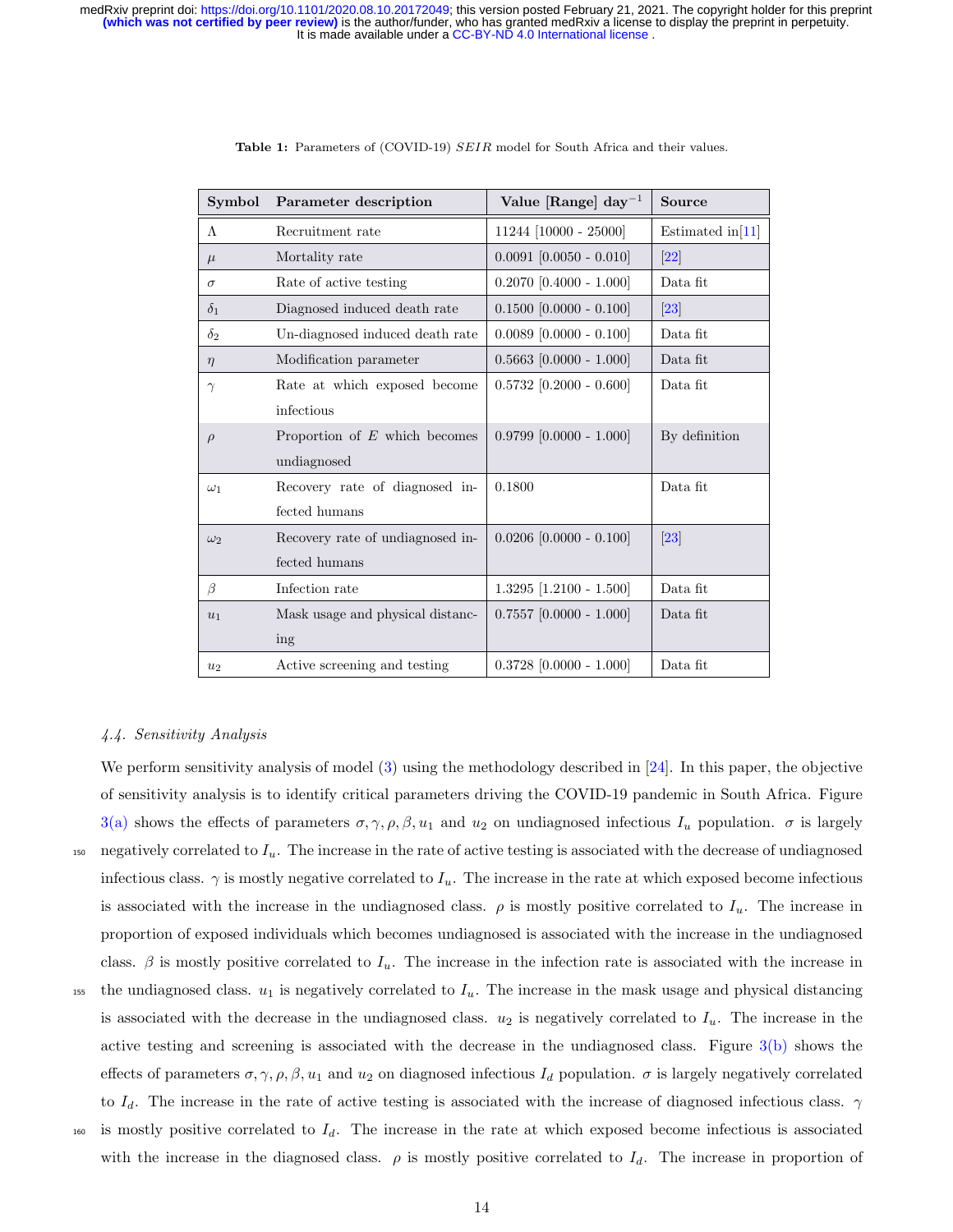**Table 1:** Parameters of (COVID-19) $SEIR$ model for South Africa and their values.

| Symbol | Parameter description | Value [Range] day$^{-1}$ | Source |
|---|---|---|---|
| $\Lambda$ | Recruitment rate | 11244 [10000 - 25000] | Estimated in[11] |
| $\mu$ | Mortality rate | 0.0091 [0.0050 - 0.010] | [22] |
| $\sigma$ | Rate of active testing | 0.2070 [0.4000 - 1.000] | Data fit |
| $\delta_1$ | Diagnosed induced death rate | 0.1500 [0.0000 - 0.100] | [23] |
| $\delta_2$ | Un-diagnosed induced death rate | 0.0089 [0.0000 - 0.100] | Data fit |
| $\eta$ | Modification parameter | 0.5663 [0.0000 - 1.000] | Data fit |
| $\gamma$ | Rate at which exposed become infectious | 0.5732 [0.2000 - 0.600] | Data fit |
| $\rho$ | Proportion of $E$ which becomes undiagnosed | 0.9799 [0.0000 - 1.000] | By definition |
| $\omega_1$ | Recovery rate of diagnosed infected humans | 0.1800 | Data fit |
| $\omega_2$ | Recovery rate of undiagnosed infected humans | 0.0206 [0.0000 - 0.100] | [23] |
| $\beta$ | Infection rate | 1.3295 [1.2100 - 1.500] | Data fit |
| $u_1$ | Mask usage and physical distancing | 0.7557 [0.0000 - 1.000] | Data fit |
| $u_2$ | Active screening and testing | 0.3728 [0.0000 - 1.000] | Data fit |

### *4.4. Sensitivity Analysis*

We perform sensitivity analysis of model (3) using the methodology described in [24]. In this paper, the objective of sensitivity analysis is to identify critical parameters driving the COVID-19 pandemic in South Africa. Figure 3(a) shows the effects of parameters $\sigma, \gamma, \rho, \beta, u_1$ and $u_2$ on undiagnosed infectious $I_u$ population. $\sigma$ is largely negatively correlated to $I_u$. The increase in the rate of active testing is associated with the decrease of undiagnosed infectious class. $\gamma$ is mostly negative correlated to $I_u$. The increase in the rate at which exposed become infectious is associated with the increase in the undiagnosed class. $\rho$ is mostly positive correlated to $I_u$. The increase in proportion of exposed individuals which becomes undiagnosed is associated with the increase in the undiagnosed class. $\beta$ is mostly positive correlated to $I_u$. The increase in the infection rate is associated with the increase in the undiagnosed class. $u_1$ is negatively correlated to $I_u$. The increase in the mask usage and physical distancing is associated with the decrease in the undiagnosed class. $u_2$ is negatively correlated to $I_u$. The increase in the active testing and screening is associated with the decrease in the undiagnosed class. Figure 3(b) shows the effects of parameters $\sigma, \gamma, \rho, \beta, u_1$ and $u_2$ on diagnosed infectious $I_d$ population. $\sigma$ is largely negatively correlated to $I_d$. The increase in the rate of active testing is associated with the increase of diagnosed infectious class. $\gamma$ is mostly positive correlated to $I_d$. The increase in the rate at which exposed become infectious is associated with the increase in the diagnosed class. $\rho$ is mostly positive correlated to $I_d$. The increase in proportion of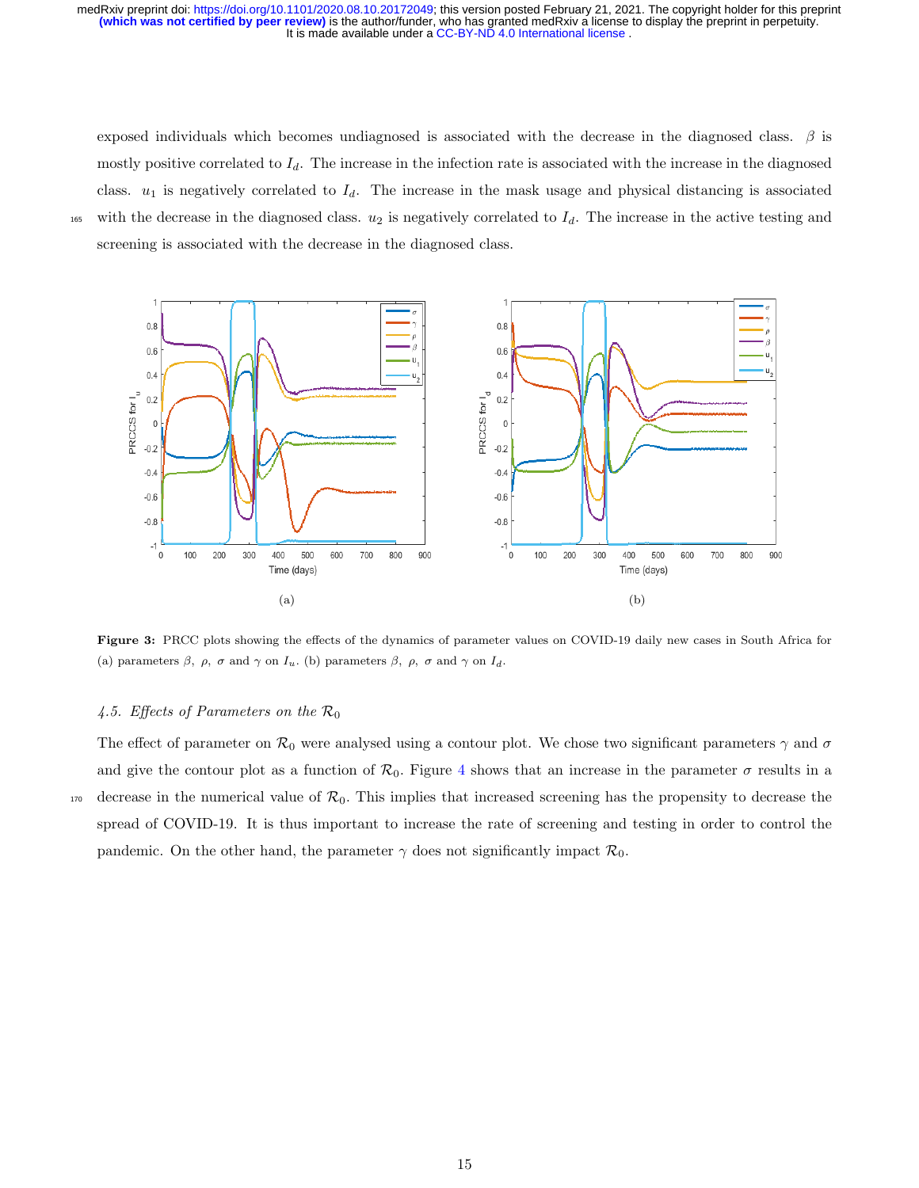exposed individuals which becomes undiagnosed is associated with the decrease in the diagnosed class. $\beta$ is mostly positive correlated to $I_d$. The increase in the infection rate is associated with the increase in the diagnosed class. $u_1$ is negatively correlated to $I_d$. The increase in the mask usage and physical distancing is associated with the decrease in the diagnosed class. $u_2$ is negatively correlated to $I_d$. The increase in the active testing and screening is associated with the decrease in the diagnosed class.

**Figure 3:** PRCC plots showing the effects of the dynamics of parameter values on COVID-19 daily new cases in South Africa for (a) parameters $\beta$, $\rho$, $\sigma$ and $\gamma$ on $I_u$. (b) parameters $\beta$, $\rho$, $\sigma$ and $\gamma$ on $I_d$.

### *4.5. Effects of Parameters on the $\mathcal{R}_0$*

The effect of parameter on $\mathcal{R}_0$ were analysed using a contour plot. We chose two significant parameters $\gamma$ and $\sigma$ and give the contour plot as a function of $\mathcal{R}_0$. Figure 4 shows that an increase in the parameter $\sigma$ results in a decrease in the numerical value of $\mathcal{R}_0$. This implies that increased screening has the propensity to decrease the spread of COVID-19. It is thus important to increase the rate of screening and testing in order to control the pandemic. On the other hand, the parameter $\gamma$ does not significantly impact $\mathcal{R}_0$.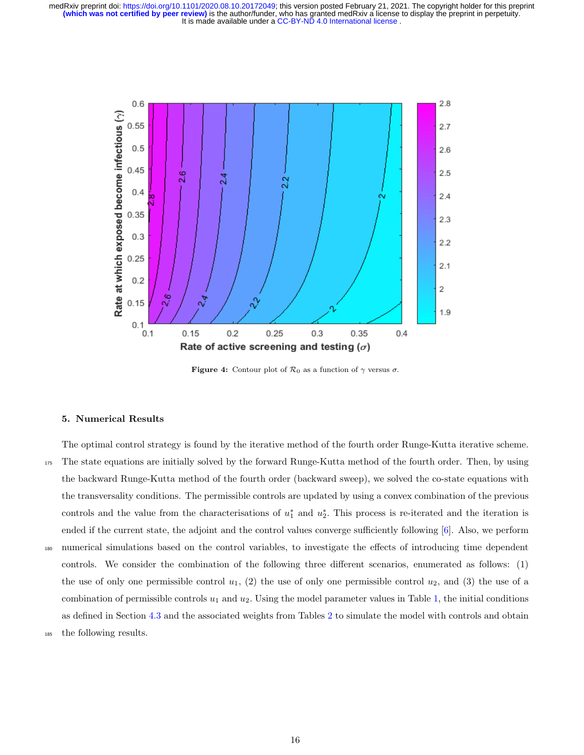**Figure 4:** Contour plot of $\mathcal{R}_0$ as a function of $\gamma$ versus $\sigma$.

## 5. Numerical Results

The optimal control strategy is found by the iterative method of the fourth order Runge-Kutta iterative scheme. The state equations are initially solved by the forward Runge-Kutta method of the fourth order. Then, by using the backward Runge-Kutta method of the fourth order (backward sweep), we solved the co-state equations with the transversality conditions. The permissible controls are updated by using a convex combination of the previous controls and the value from the characterisations of $u_1^*$ and $u_2^*$. This process is re-iterated and the iteration is ended if the current state, the adjoint and the control values converge sufficiently following [6]. Also, we perform numerical simulations based on the control variables, to investigate the effects of introducing time dependent controls. We consider the combination of the following three different scenarios, enumerated as follows: (1) the use of only one permissible control $u_1$, (2) the use of only one permissible control $u_2$, and (3) the use of a combination of permissible controls $u_1$ and $u_2$. Using the model parameter values in Table 1, the initial conditions as defined in Section 4.3 and the associated weights from Tables 2 to simulate the model with controls and obtain the following results.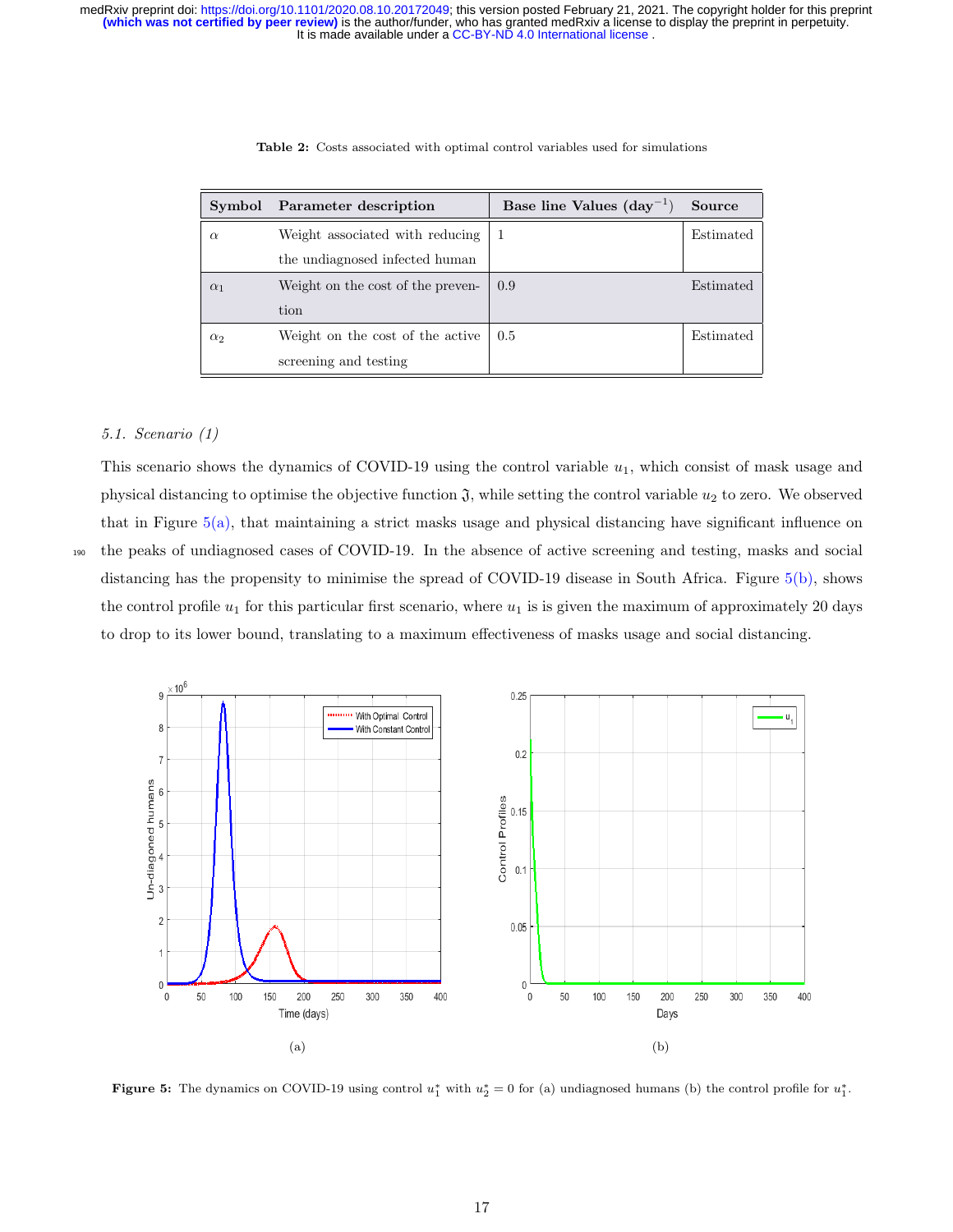**Table 2:** Costs associated with optimal control variables used for simulations

| Symbol | Parameter description | Base line Values (day$^{-1}$) | Source |
|---|---|---|---|
| $\alpha$ | Weight associated with reducing the undiagnosed infected human | 1 | Estimated |
| $\alpha_1$ | Weight on the cost of the prevention | 0.9 | Estimated |
| $\alpha_2$ | Weight on the cost of the active screening and testing | 0.5 | Estimated |

### *5.1. Scenario (1)*

This scenario shows the dynamics of COVID-19 using the control variable $u_1$, which consist of mask usage and physical distancing to optimise the objective function $\mathfrak{J}$, while setting the control variable $u_2$ to zero. We observed that in Figure 5(a), that maintaining a strict masks usage and physical distancing have significant influence on the peaks of undiagnosed cases of COVID-19. In the absence of active screening and testing, masks and social distancing has the propensity to minimise the spread of COVID-19 disease in South Africa. Figure 5(b), shows the control profile $u_1$ for this particular first scenario, where $u_1$ is is given the maximum of approximately 20 days to drop to its lower bound, translating to a maximum effectiveness of masks usage and social distancing.

(a)

(b)

**Figure 5:** The dynamics on COVID-19 using control $u_1^*$ with $u_2^* = 0$ for (a) undiagnosed humans (b) the control profile for $u_1^*$.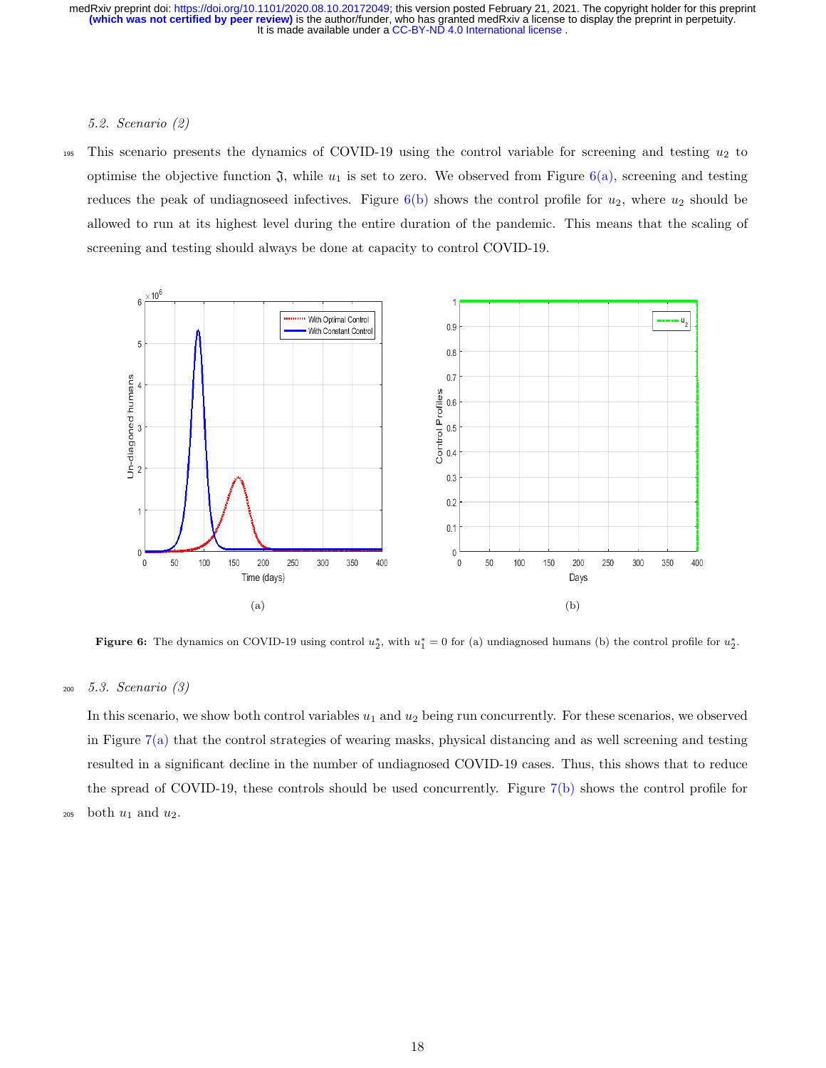### 5.2. Scenario (2)

This scenario presents the dynamics of COVID-19 using the control variable for screening and testing $u_2$ to optimise the objective function $\mathfrak{J}$, while $u_1$ is set to zero. We observed from Figure 6(a), screening and testing reduces the peak of undiagnoseed infectives. Figure 6(b) shows the control profile for $u_2$, where $u_2$ should be allowed to run at its highest level during the entire duration of the pandemic. This means that the scaling of screening and testing should always be done at capacity to control COVID-19.

(a)

(b)

**Figure 6:** The dynamics on COVID-19 using control $u_2^*$, with $u_1^* = 0$ for (a) undiagnosed humans (b) the control profile for $u_2^*$.

### 5.3. Scenario (3)

In this scenario, we show both control variables $u_1$ and $u_2$ being run concurrently. For these scenarios, we observed in Figure 7(a) that the control strategies of wearing masks, physical distancing and as well screening and testing resulted in a significant decline in the number of undiagnosed COVID-19 cases. Thus, this shows that to reduce the spread of COVID-19, these controls should be used concurrently. Figure 7(b) shows the control profile for both $u_1$ and $u_2$.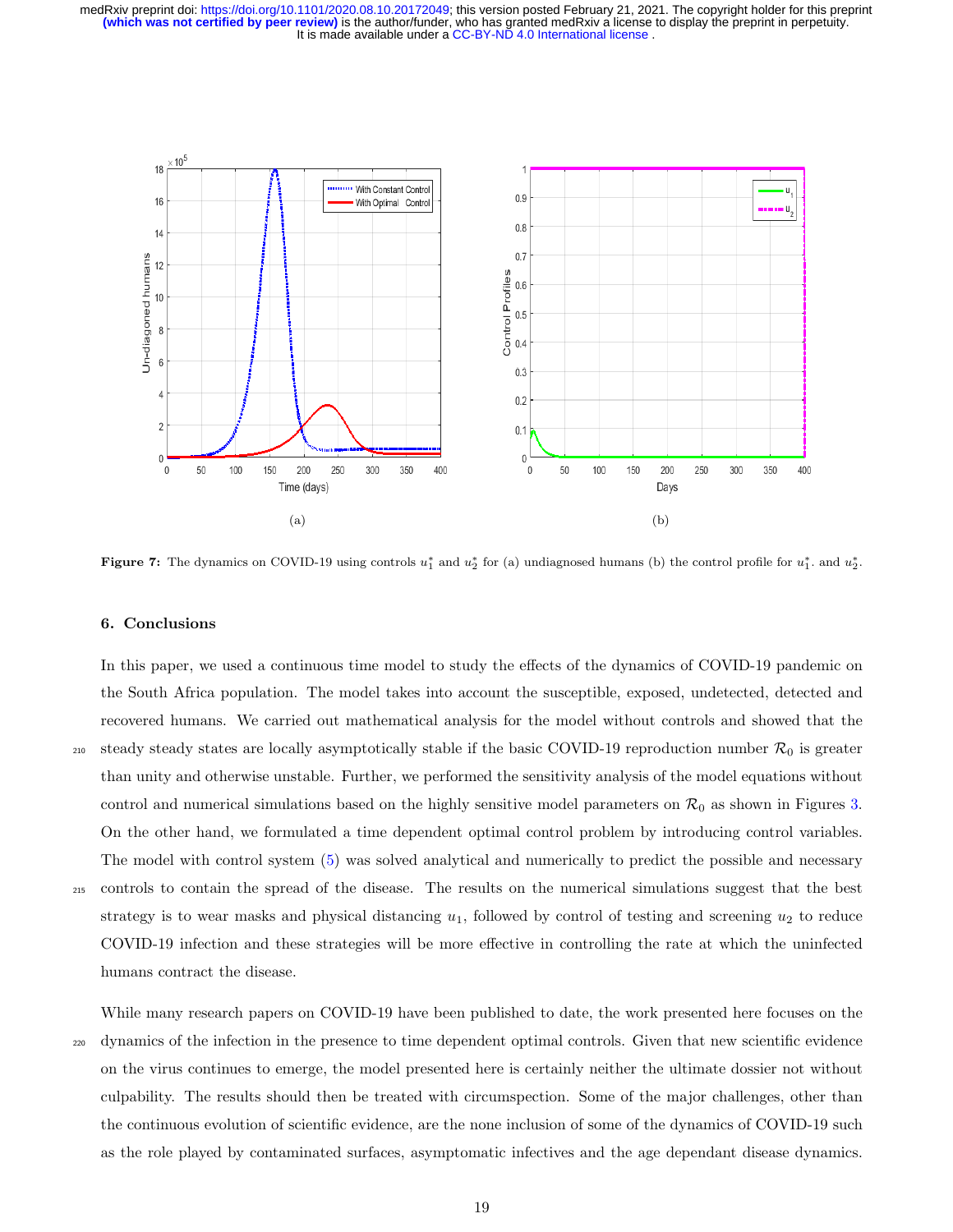**Figure 7:** The dynamics on COVID-19 using controls $u_1^*$ and $u_2^*$ for (a) undiagnosed humans (b) the control profile for $u_1^*$. and $u_2^*$.

## 6. Conclusions

In this paper, we used a continuous time model to study the effects of the dynamics of COVID-19 pandemic on the South Africa population. The model takes into account the susceptible, exposed, undetected, detected and recovered humans. We carried out mathematical analysis for the model without controls and showed that the steady steady states are locally asymptotically stable if the basic COVID-19 reproduction number $\mathcal{R}_0$ is greater than unity and otherwise unstable. Further, we performed the sensitivity analysis of the model equations without control and numerical simulations based on the highly sensitive model parameters on $\mathcal{R}_0$ as shown in Figures 3. On the other hand, we formulated a time dependent optimal control problem by introducing control variables. The model with control system (5) was solved analytical and numerically to predict the possible and necessary controls to contain the spread of the disease. The results on the numerical simulations suggest that the best strategy is to wear masks and physical distancing $u_1$, followed by control of testing and screening $u_2$ to reduce COVID-19 infection and these strategies will be more effective in controlling the rate at which the uninfected humans contract the disease.

While many research papers on COVID-19 have been published to date, the work presented here focuses on the dynamics of the infection in the presence to time dependent optimal controls. Given that new scientific evidence on the virus continues to emerge, the model presented here is certainly neither the ultimate dossier not without culpability. The results should then be treated with circumspection. Some of the major challenges, other than the continuous evolution of scientific evidence, are the none inclusion of some of the dynamics of COVID-19 such as the role played by contaminated surfaces, asymptomatic infectives and the age dependant disease dynamics.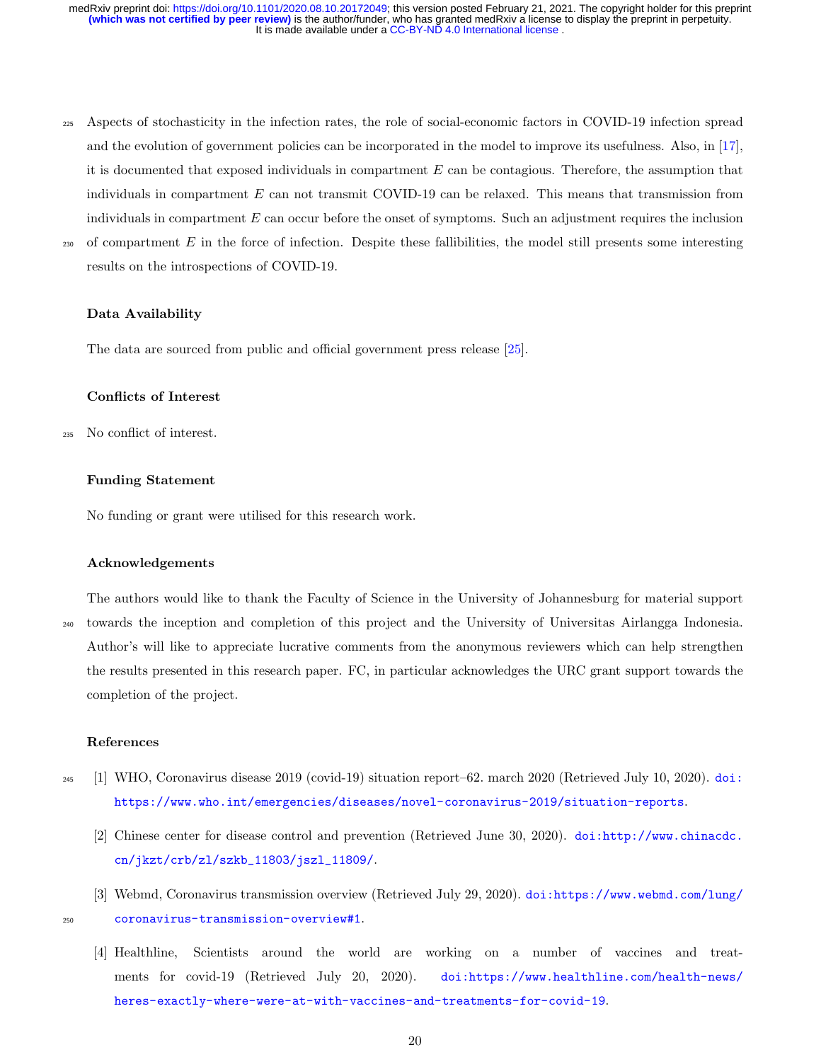Aspects of stochasticity in the infection rates, the role of social-economic factors in COVID-19 infection spread and the evolution of government policies can be incorporated in the model to improve its usefulness. Also, in [17], it is documented that exposed individuals in compartment $E$ can be contagious. Therefore, the assumption that individuals in compartment $E$ can not transmit COVID-19 can be relaxed. This means that transmission from individuals in compartment $E$ can occur before the onset of symptoms. Such an adjustment requires the inclusion of compartment $E$ in the force of infection. Despite these fallibilities, the model still presents some interesting results on the introspections of COVID-19.

### Data Availability

The data are sourced from public and official government press release [25].

### Conflicts of Interest

No conflict of interest.

### Funding Statement

No funding or grant were utilised for this research work.

### Acknowledgements

The authors would like to thank the Faculty of Science in the University of Johannesburg for material support towards the inception and completion of this project and the University of Universitas Airlangga Indonesia. Author's will like to appreciate lucrative comments from the anonymous reviewers which can help strengthen the results presented in this research paper. FC, in particular acknowledges the URC grant support towards the completion of the project.

### References

[1] WHO, Coronavirus disease 2019 (covid-19) situation report–62. march 2020 (Retrieved July 10, 2020). doi:https://www.who.int/emergencies/diseases/novel-coronavirus-2019/situation-reports.

[2] Chinese center for disease control and prevention (Retrieved June 30, 2020). doi:http://www.chinacdc.cn/jkzt/crb/zl/szkb_11803/jszl_11809/.

[3] Webmd, Coronavirus transmission overview (Retrieved July 29, 2020). doi:https://www.webmd.com/lung/coronavirus-transmission-overview#1.

[4] Healthline, Scientists around the world are working on a number of vaccines and treatments for covid-19 (Retrieved July 20, 2020). doi:https://www.healthline.com/health-news/heres-exactly-where-were-at-with-vaccines-and-treatments-for-covid-19.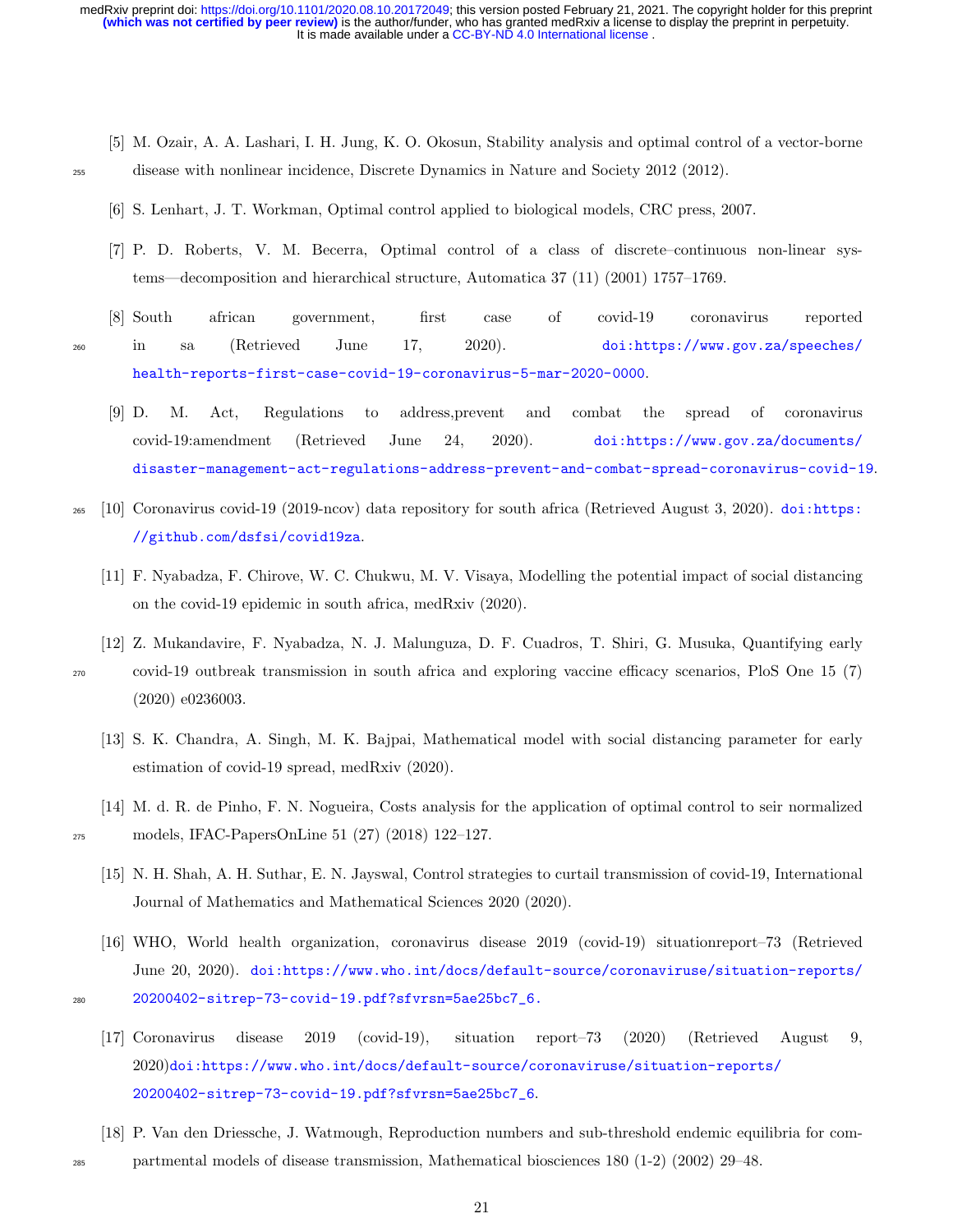[5] M. Ozair, A. A. Lashari, I. H. Jung, K. O. Okosun, Stability analysis and optimal control of a vector-borne disease with nonlinear incidence, Discrete Dynamics in Nature and Society 2012 (2012).

[6] S. Lenhart, J. T. Workman, Optimal control applied to biological models, CRC press, 2007.

[7] P. D. Roberts, V. M. Becerra, Optimal control of a class of discrete–continuous non-linear systems—decomposition and hierarchical structure, Automatica 37 (11) (2001) 1757–1769.

[8] South african government, first case of covid-19 coronavirus reported in sa (Retrieved June 17, 2020). doi:https://www.gov.za/speeches/health-reports-first-case-covid-19-coronavirus-5-mar-2020-0000.

[9] D. M. Act, Regulations to address,prevent and combat the spread of coronavirus covid-19:amendment (Retrieved June 24, 2020). doi:https://www.gov.za/documents/disaster-management-act-regulations-address-prevent-and-combat-spread-coronavirus-covid-19.

[10] Coronavirus covid-19 (2019-ncov) data repository for south africa (Retrieved August 3, 2020). doi:https://github.com/dsfsi/covid19za.

[11] F. Nyabadza, F. Chirove, W. C. Chukwu, M. V. Visaya, Modelling the potential impact of social distancing on the covid-19 epidemic in south africa, medRxiv (2020).

[12] Z. Mukandavire, F. Nyabadza, N. J. Malunguza, D. F. Cuadros, T. Shiri, G. Musuka, Quantifying early covid-19 outbreak transmission in south africa and exploring vaccine efficacy scenarios, PloS One 15 (7) (2020) e0236003.

[13] S. K. Chandra, A. Singh, M. K. Bajpai, Mathematical model with social distancing parameter for early estimation of covid-19 spread, medRxiv (2020).

[14] M. d. R. de Pinho, F. N. Nogueira, Costs analysis for the application of optimal control to seir normalized models, IFAC-PapersOnLine 51 (27) (2018) 122–127.

[15] N. H. Shah, A. H. Suthar, E. N. Jayswal, Control strategies to curtail transmission of covid-19, International Journal of Mathematics and Mathematical Sciences 2020 (2020).

[16] WHO, World health organization, coronavirus disease 2019 (covid-19) situationreport–73 (Retrieved June 20, 2020). doi:https://www.who.int/docs/default-source/coronaviruse/situation-reports/20200402-sitrep-73-covid-19.pdf?sfvrsn=5ae25bc7_6.

[17] Coronavirus disease 2019 (covid-19), situation report–73 (2020) (Retrieved August 9, 2020)doi:https://www.who.int/docs/default-source/coronaviruse/situation-reports/20200402-sitrep-73-covid-19.pdf?sfvrsn=5ae25bc7_6.

[18] P. Van den Driessche, J. Watmough, Reproduction numbers and sub-threshold endemic equilibria for compartmental models of disease transmission, Mathematical biosciences 180 (1-2) (2002) 29–48.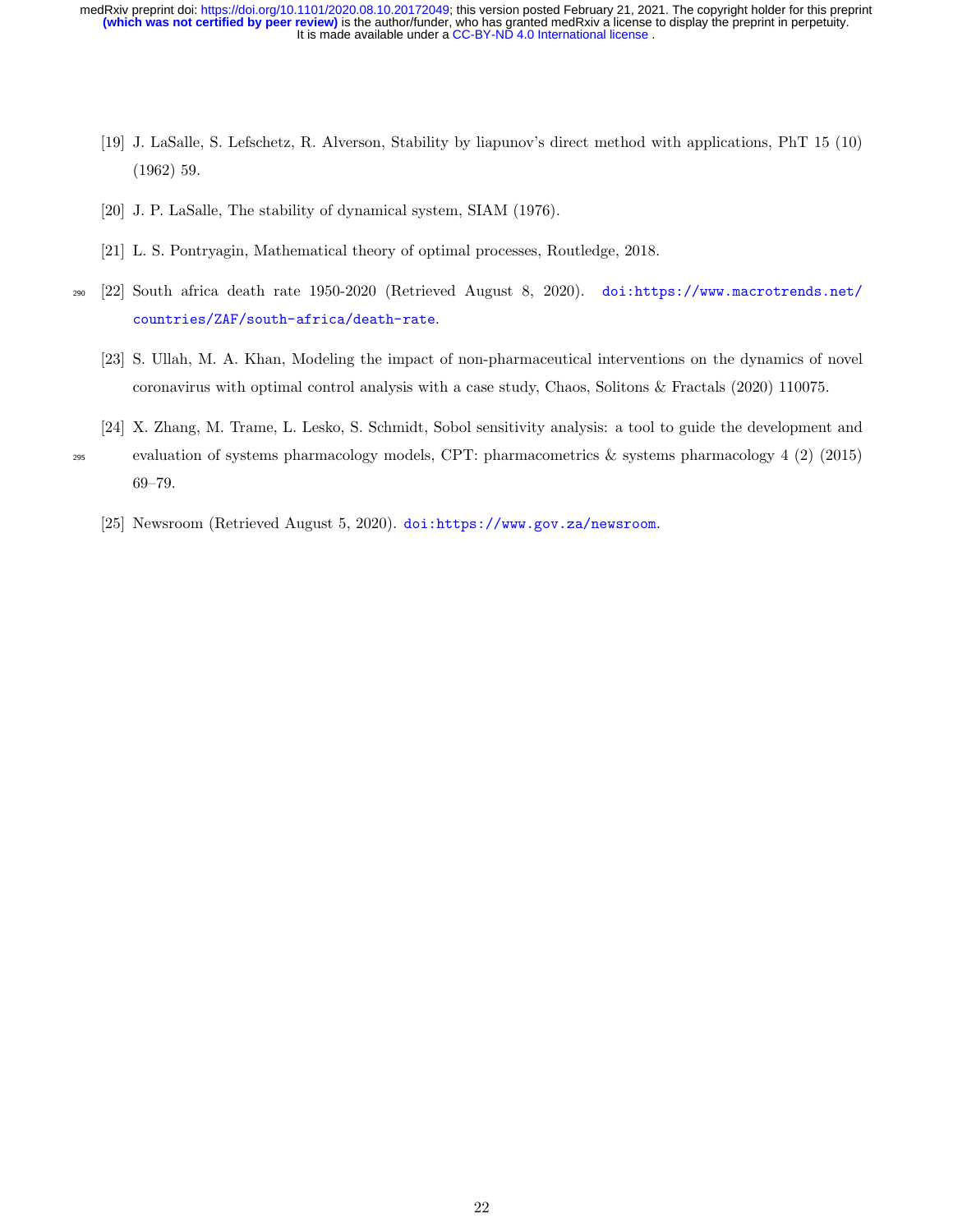[19] J. LaSalle, S. Lefschetz, R. Alverson, Stability by liapunov's direct method with applications, PhT 15 (10) (1962) 59.

[20] J. P. LaSalle, The stability of dynamical system, SIAM (1976).

[21] L. S. Pontryagin, Mathematical theory of optimal processes, Routledge, 2018.

[22] South africa death rate 1950-2020 (Retrieved August 8, 2020). doi:https://www.macrotrends.net/countries/ZAF/south-africa/death-rate.

[23] S. Ullah, M. A. Khan, Modeling the impact of non-pharmaceutical interventions on the dynamics of novel coronavirus with optimal control analysis with a case study, Chaos, Solitons & Fractals (2020) 110075.

[24] X. Zhang, M. Trame, L. Lesko, S. Schmidt, Sobol sensitivity analysis: a tool to guide the development and evaluation of systems pharmacology models, CPT: pharmacometrics & systems pharmacology 4 (2) (2015) 69–79.

[25] Newsroom (Retrieved August 5, 2020). doi:https://www.gov.za/newsroom.